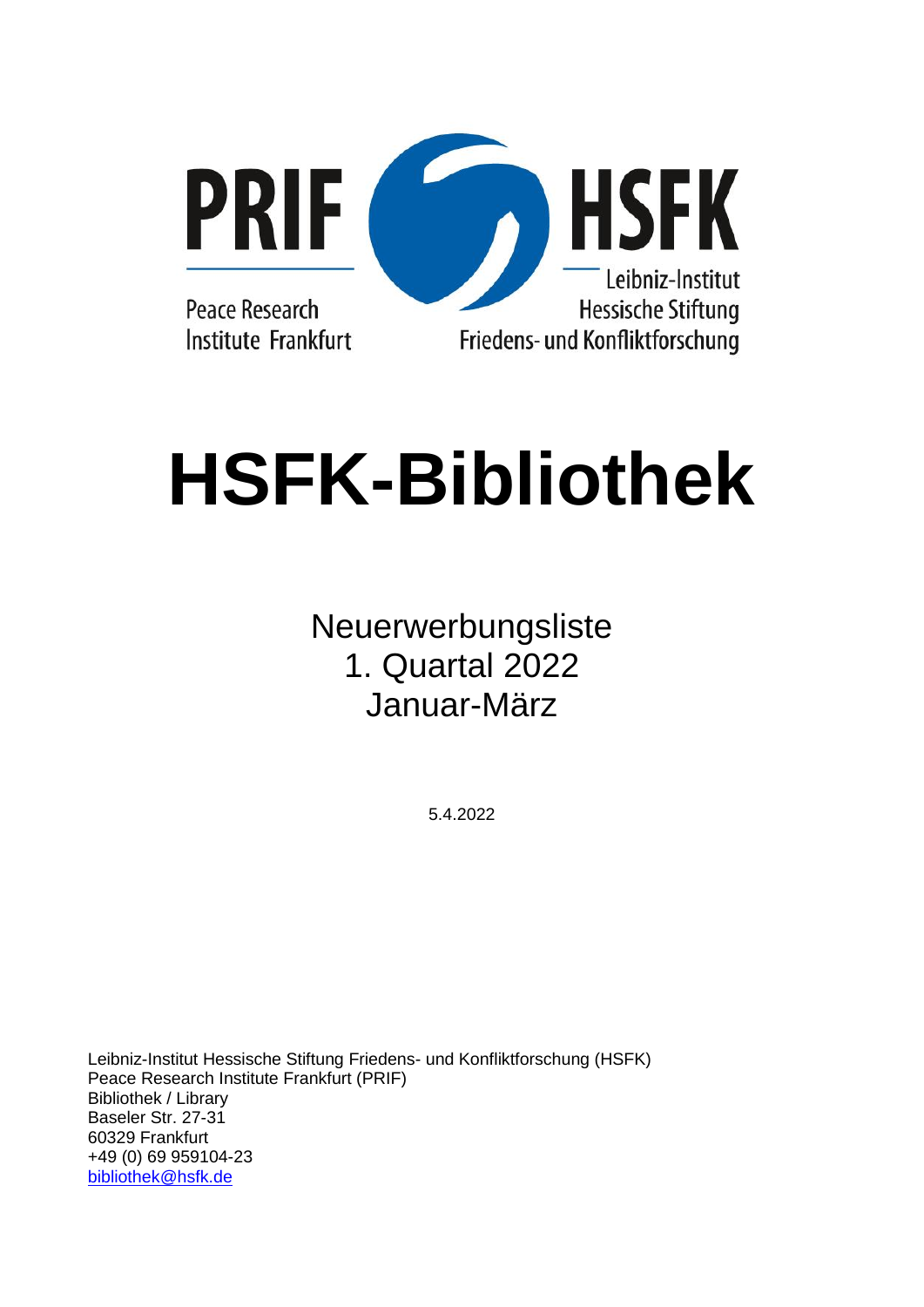PRIF

Peace Research Institute Frankfurt

HSFK

Leibniz-Institut Hessische Stiftung Friedens- und Konfliktforschung

# HSFK-Bibliothek

Neuerwerbungsliste
1. Quartal 2022
Januar-März

5.4.2022

Leibniz-Institut Hessische Stiftung Friedens- und Konfliktforschung (HSFK)
Peace Research Institute Frankfurt (PRIF)
Bibliothek / Library
Baseler Str. 27-31
60329 Frankfurt
+49 (0) 69 959104-23
bibliothek@hsfk.de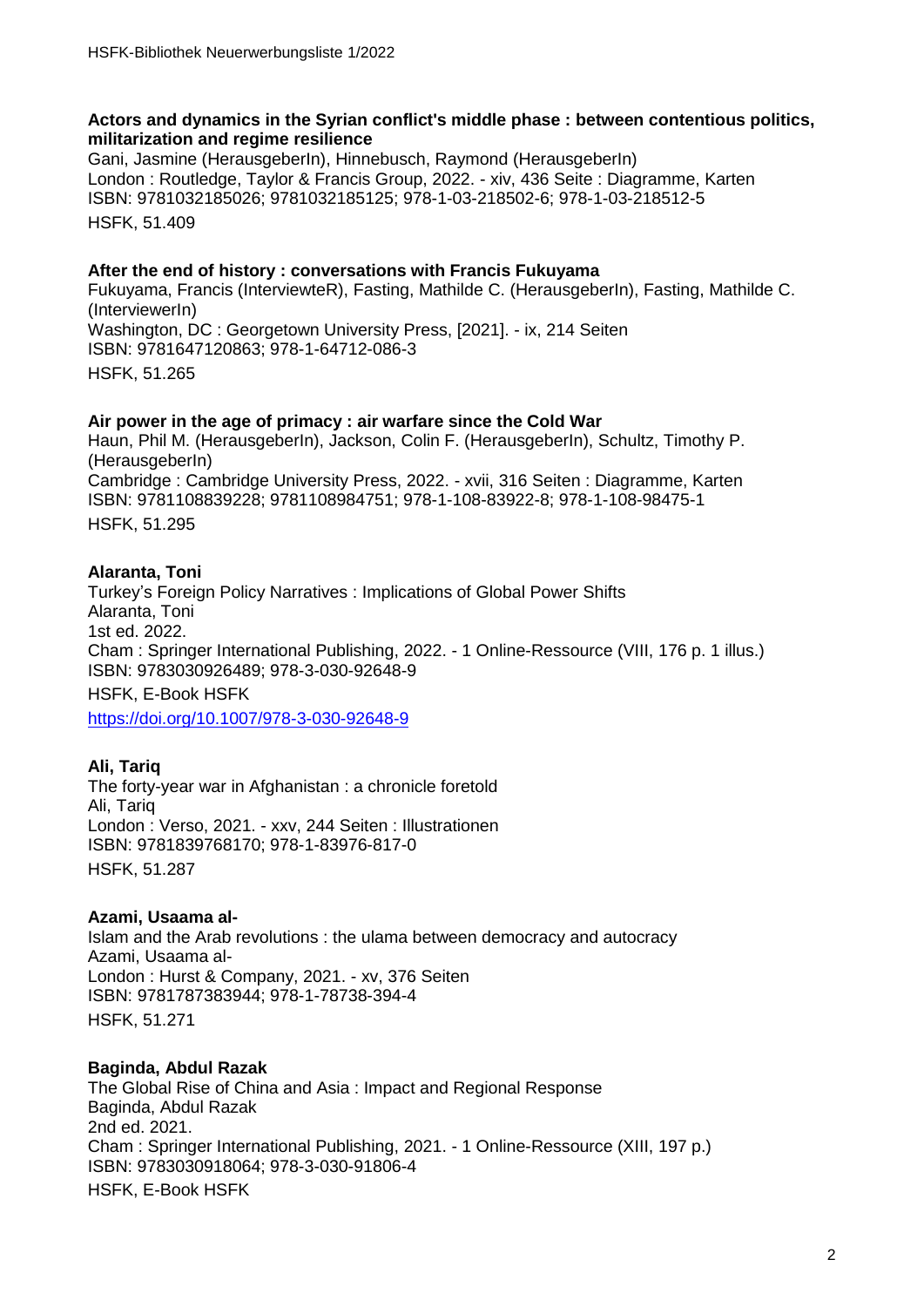**Actors and dynamics in the Syrian conflict's middle phase : between contentious politics, militarization and regime resilience**

Gani, Jasmine (HerausgeberIn), Hinnebusch, Raymond (HerausgeberIn)
London : Routledge, Taylor & Francis Group, 2022. - xiv, 436 Seite : Diagramme, Karten
ISBN: 9781032185026; 9781032185125; 978-1-03-218502-6; 978-1-03-218512-5
HSFK, 51.409

**After the end of history : conversations with Francis Fukuyama**

Fukuyama, Francis (InterviewteR), Fasting, Mathilde C. (HerausgeberIn), Fasting, Mathilde C. (InterviewerIn)
Washington, DC : Georgetown University Press, [2021]. - ix, 214 Seiten
ISBN: 9781647120863; 978-1-64712-086-3
HSFK, 51.265

**Air power in the age of primacy : air warfare since the Cold War**

Haun, Phil M. (HerausgeberIn), Jackson, Colin F. (HerausgeberIn), Schultz, Timothy P. (HerausgeberIn)
Cambridge : Cambridge University Press, 2022. - xvii, 316 Seiten : Diagramme, Karten
ISBN: 9781108839228; 9781108984751; 978-1-108-83922-8; 978-1-108-98475-1
HSFK, 51.295

**Alaranta, Toni**

Turkey's Foreign Policy Narratives : Implications of Global Power Shifts
Alaranta, Toni
1st ed. 2022.
Cham : Springer International Publishing, 2022. - 1 Online-Ressource (VIII, 176 p. 1 illus.)
ISBN: 9783030926489; 978-3-030-92648-9
HSFK, E-Book HSFK
https://doi.org/10.1007/978-3-030-92648-9

**Ali, Tariq**

The forty-year war in Afghanistan : a chronicle foretold
Ali, Tariq
London : Verso, 2021. - xxv, 244 Seiten : Illustrationen
ISBN: 9781839768170; 978-1-83976-817-0
HSFK, 51.287

**Azami, Usaama al-**

Islam and the Arab revolutions : the ulama between democracy and autocracy
Azami, Usaama al-
London : Hurst & Company, 2021. - xv, 376 Seiten
ISBN: 9781787383944; 978-1-78738-394-4
HSFK, 51.271

**Baginda, Abdul Razak**

The Global Rise of China and Asia : Impact and Regional Response
Baginda, Abdul Razak
2nd ed. 2021.
Cham : Springer International Publishing, 2021. - 1 Online-Ressource (XIII, 197 p.)
ISBN: 9783030918064; 978-3-030-91806-4
HSFK, E-Book HSFK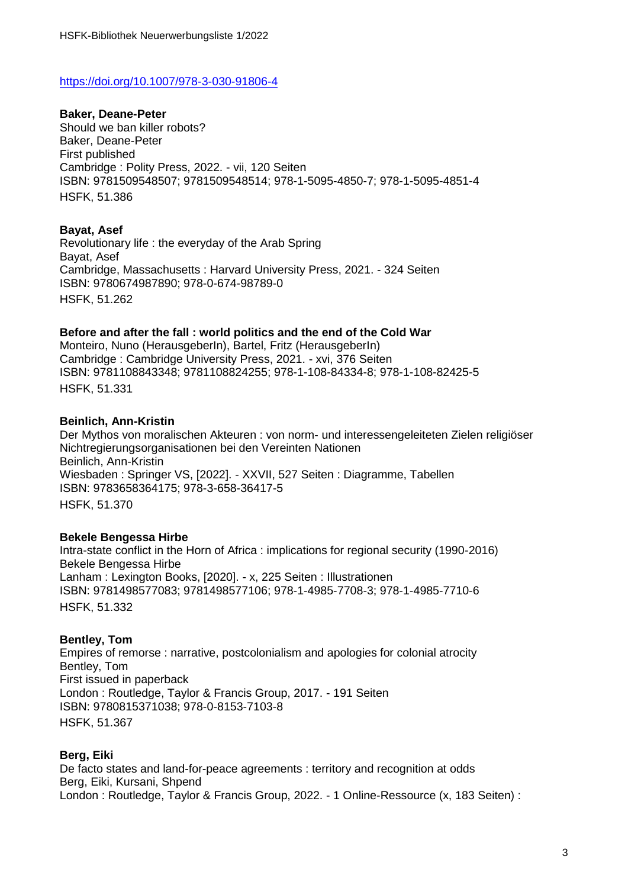https://doi.org/10.1007/978-3-030-91806-4

**Baker, Deane-Peter**
Should we ban killer robots?
Baker, Deane-Peter
First published
Cambridge : Polity Press, 2022. - vii, 120 Seiten
ISBN: 9781509548507; 9781509548514; 978-1-5095-4850-7; 978-1-5095-4851-4
HSFK, 51.386

**Bayat, Asef**
Revolutionary life : the everyday of the Arab Spring
Bayat, Asef
Cambridge, Massachusetts : Harvard University Press, 2021. - 324 Seiten
ISBN: 9780674987890; 978-0-674-98789-0
HSFK, 51.262

**Before and after the fall : world politics and the end of the Cold War**
Monteiro, Nuno (HerausgeberIn), Bartel, Fritz (HerausgeberIn)
Cambridge : Cambridge University Press, 2021. - xvi, 376 Seiten
ISBN: 9781108843348; 9781108824255; 978-1-108-84334-8; 978-1-108-82425-5
HSFK, 51.331

**Beinlich, Ann-Kristin**
Der Mythos von moralischen Akteuren : von norm- und interessengeleiteten Zielen religiöser Nichtregierungsorganisationen bei den Vereinten Nationen
Beinlich, Ann-Kristin
Wiesbaden : Springer VS, [2022]. - XXVII, 527 Seiten : Diagramme, Tabellen
ISBN: 9783658364175; 978-3-658-36417-5
HSFK, 51.370

**Bekele Bengessa Hirbe**
Intra-state conflict in the Horn of Africa : implications for regional security (1990-2016)
Bekele Bengessa Hirbe
Lanham : Lexington Books, [2020]. - x, 225 Seiten : Illustrationen
ISBN: 9781498577083; 9781498577106; 978-1-4985-7708-3; 978-1-4985-7710-6
HSFK, 51.332

**Bentley, Tom**
Empires of remorse : narrative, postcolonialism and apologies for colonial atrocity
Bentley, Tom
First issued in paperback
London : Routledge, Taylor & Francis Group, 2017. - 191 Seiten
ISBN: 9780815371038; 978-0-8153-7103-8
HSFK, 51.367

**Berg, Eiki**
De facto states and land-for-peace agreements : territory and recognition at odds
Berg, Eiki, Kursani, Shpend
London : Routledge, Taylor & Francis Group, 2022. - 1 Online-Ressource (x, 183 Seiten) :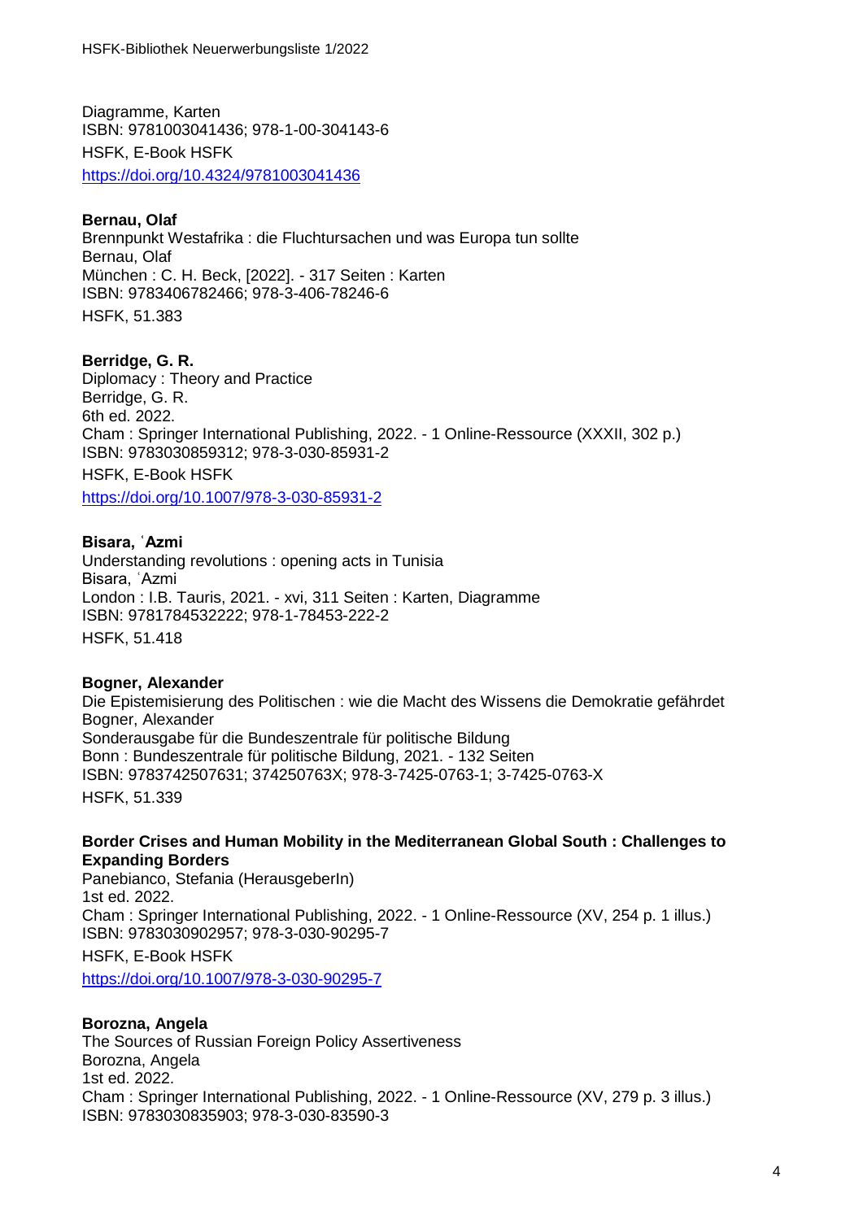Diagramme, Karten
ISBN: 9781003041436; 978-1-00-304143-6
HSFK, E-Book HSFK
https://doi.org/10.4324/9781003041436

**Bernau, Olaf**
Brennpunkt Westafrika : die Fluchtursachen und was Europa tun sollte
Bernau, Olaf
München : C. H. Beck, [2022]. - 317 Seiten : Karten
ISBN: 9783406782466; 978-3-406-78246-6
HSFK, 51.383

**Berridge, G. R.**
Diplomacy : Theory and Practice
Berridge, G. R.
6th ed. 2022.
Cham : Springer International Publishing, 2022. - 1 Online-Ressource (XXXII, 302 p.)
ISBN: 9783030859312; 978-3-030-85931-2
HSFK, E-Book HSFK
https://doi.org/10.1007/978-3-030-85931-2

**Bisara, ʿAzmi**
Understanding revolutions : opening acts in Tunisia
Bisara, ʿAzmi
London : I.B. Tauris, 2021. - xvi, 311 Seiten : Karten, Diagramme
ISBN: 9781784532222; 978-1-78453-222-2
HSFK, 51.418

**Bogner, Alexander**
Die Epistemisierung des Politischen : wie die Macht des Wissens die Demokratie gefährdet
Bogner, Alexander
Sonderausgabe für die Bundeszentrale für politische Bildung
Bonn : Bundeszentrale für politische Bildung, 2021. - 132 Seiten
ISBN: 9783742507631; 374250763X; 978-3-7425-0763-1; 3-7425-0763-X
HSFK, 51.339

**Border Crises and Human Mobility in the Mediterranean Global South : Challenges to Expanding Borders**
Panebianco, Stefania (HerausgeberIn)
1st ed. 2022.
Cham : Springer International Publishing, 2022. - 1 Online-Ressource (XV, 254 p. 1 illus.)
ISBN: 9783030902957; 978-3-030-90295-7
HSFK, E-Book HSFK
https://doi.org/10.1007/978-3-030-90295-7

**Borozna, Angela**
The Sources of Russian Foreign Policy Assertiveness
Borozna, Angela
1st ed. 2022.
Cham : Springer International Publishing, 2022. - 1 Online-Ressource (XV, 279 p. 3 illus.)
ISBN: 9783030835903; 978-3-030-83590-3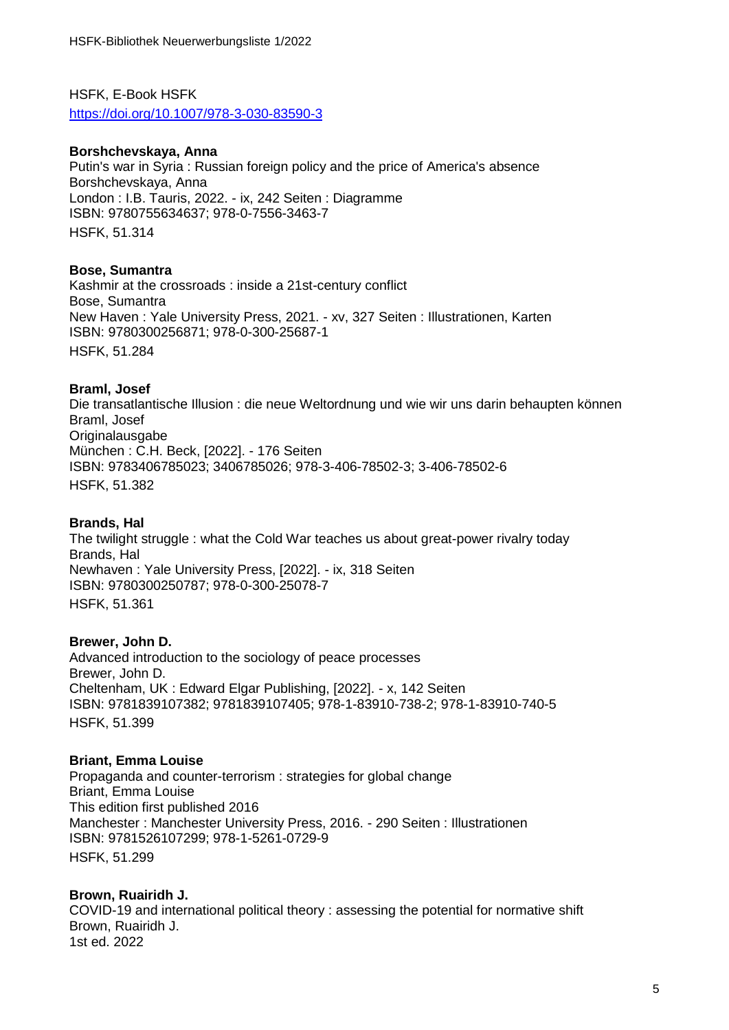HSFK, E-Book HSFK
https://doi.org/10.1007/978-3-030-83590-3

**Borshchevskaya, Anna**
Putin's war in Syria : Russian foreign policy and the price of America's absence
Borshchevskaya, Anna
London : I.B. Tauris, 2022. - ix, 242 Seiten : Diagramme
ISBN: 9780755634637; 978-0-7556-3463-7
HSFK, 51.314

**Bose, Sumantra**
Kashmir at the crossroads : inside a 21st-century conflict
Bose, Sumantra
New Haven : Yale University Press, 2021. - xv, 327 Seiten : Illustrationen, Karten
ISBN: 9780300256871; 978-0-300-25687-1
HSFK, 51.284

**Braml, Josef**
Die transatlantische Illusion : die neue Weltordnung und wie wir uns darin behaupten können
Braml, Josef
Originalausgabe
München : C.H. Beck, [2022]. - 176 Seiten
ISBN: 9783406785023; 3406785026; 978-3-406-78502-3; 3-406-78502-6
HSFK, 51.382

**Brands, Hal**
The twilight struggle : what the Cold War teaches us about great-power rivalry today
Brands, Hal
Newhaven : Yale University Press, [2022]. - ix, 318 Seiten
ISBN: 9780300250787; 978-0-300-25078-7
HSFK, 51.361

**Brewer, John D.**
Advanced introduction to the sociology of peace processes
Brewer, John D.
Cheltenham, UK : Edward Elgar Publishing, [2022]. - x, 142 Seiten
ISBN: 9781839107382; 9781839107405; 978-1-83910-738-2; 978-1-83910-740-5
HSFK, 51.399

**Briant, Emma Louise**
Propaganda and counter-terrorism : strategies for global change
Briant, Emma Louise
This edition first published 2016
Manchester : Manchester University Press, 2016. - 290 Seiten : Illustrationen
ISBN: 9781526107299; 978-1-5261-0729-9
HSFK, 51.299

**Brown, Ruairidh J.**
COVID-19 and international political theory : assessing the potential for normative shift
Brown, Ruairidh J.
1st ed. 2022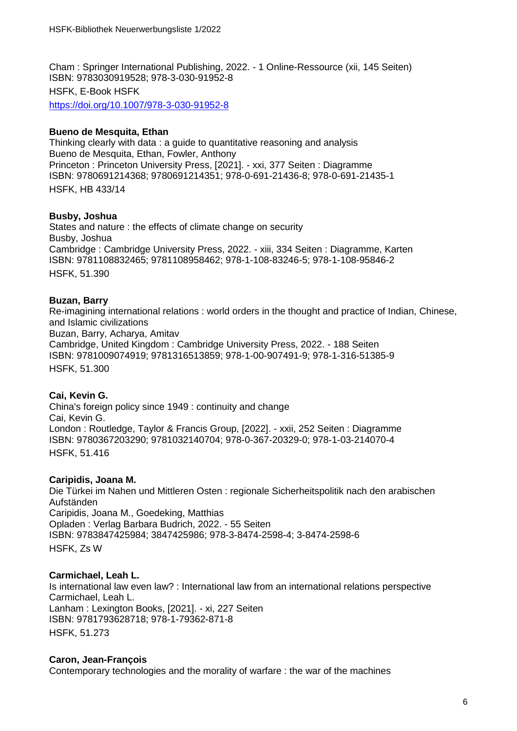Cham : Springer International Publishing, 2022. - 1 Online-Ressource (xii, 145 Seiten)
ISBN: 9783030919528; 978-3-030-91952-8
HSFK, E-Book HSFK
https://doi.org/10.1007/978-3-030-91952-8

**Bueno de Mesquita, Ethan**
Thinking clearly with data : a guide to quantitative reasoning and analysis
Bueno de Mesquita, Ethan, Fowler, Anthony
Princeton : Princeton University Press, [2021]. - xxi, 377 Seiten : Diagramme
ISBN: 9780691214368; 9780691214351; 978-0-691-21436-8; 978-0-691-21435-1
HSFK, HB 433/14

**Busby, Joshua**
States and nature : the effects of climate change on security
Busby, Joshua
Cambridge : Cambridge University Press, 2022. - xiii, 334 Seiten : Diagramme, Karten
ISBN: 9781108832465; 9781108958462; 978-1-108-83246-5; 978-1-108-95846-2
HSFK, 51.390

**Buzan, Barry**
Re-imagining international relations : world orders in the thought and practice of Indian, Chinese, and Islamic civilizations
Buzan, Barry, Acharya, Amitav
Cambridge, United Kingdom : Cambridge University Press, 2022. - 188 Seiten
ISBN: 9781009074919; 9781316513859; 978-1-00-907491-9; 978-1-316-51385-9
HSFK, 51.300

**Cai, Kevin G.**
China's foreign policy since 1949 : continuity and change
Cai, Kevin G.
London : Routledge, Taylor & Francis Group, [2022]. - xxii, 252 Seiten : Diagramme
ISBN: 9780367203290; 9781032140704; 978-0-367-20329-0; 978-1-03-214070-4
HSFK, 51.416

**Caripidis, Joana M.**
Die Türkei im Nahen und Mittleren Osten : regionale Sicherheitspolitik nach den arabischen Aufständen
Caripidis, Joana M., Goedeking, Matthias
Opladen : Verlag Barbara Budrich, 2022. - 55 Seiten
ISBN: 9783847425984; 3847425986; 978-3-8474-2598-4; 3-8474-2598-6
HSFK, Zs W

**Carmichael, Leah L.**
Is international law even law? : International law from an international relations perspective
Carmichael, Leah L.
Lanham : Lexington Books, [2021]. - xi, 227 Seiten
ISBN: 9781793628718; 978-1-79362-871-8
HSFK, 51.273

**Caron, Jean-François**
Contemporary technologies and the morality of warfare : the war of the machines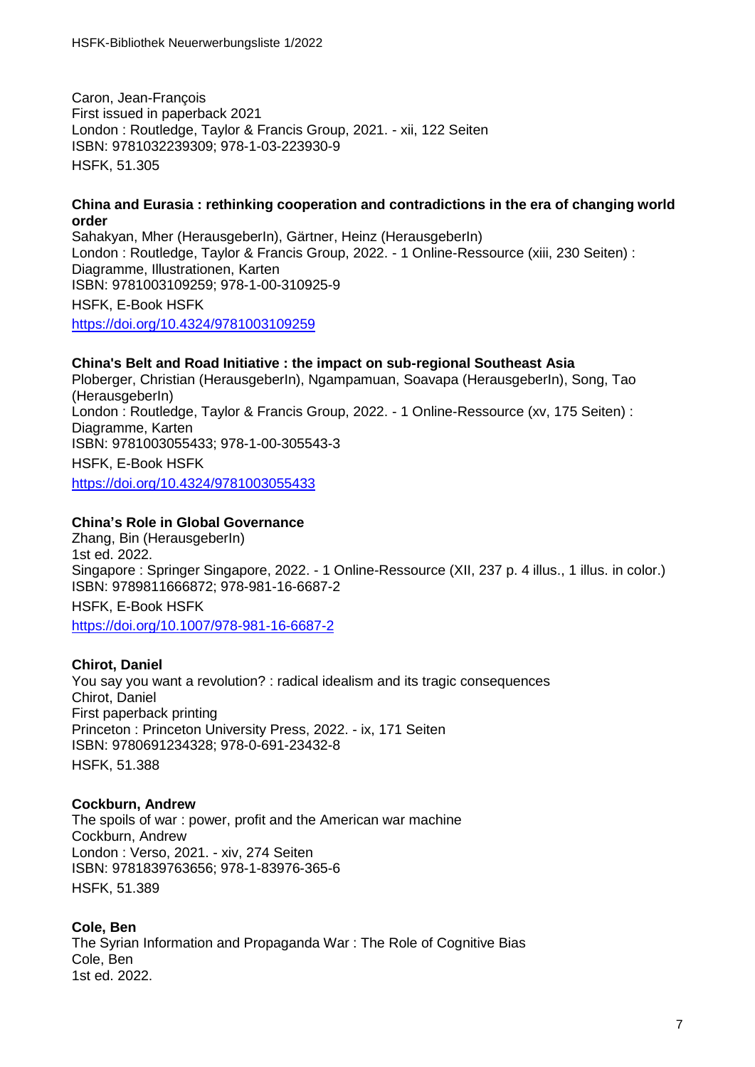Caron, Jean-François
First issued in paperback 2021
London : Routledge, Taylor & Francis Group, 2021. - xii, 122 Seiten
ISBN: 9781032239309; 978-1-03-223930-9
HSFK, 51.305

**China and Eurasia : rethinking cooperation and contradictions in the era of changing world order**
Sahakyan, Mher (HerausgeberIn), Gärtner, Heinz (HerausgeberIn)
London : Routledge, Taylor & Francis Group, 2022. - 1 Online-Ressource (xiii, 230 Seiten) : Diagramme, Illustrationen, Karten
ISBN: 9781003109259; 978-1-00-310925-9
HSFK, E-Book HSFK
https://doi.org/10.4324/9781003109259

**China's Belt and Road Initiative : the impact on sub-regional Southeast Asia**
Ploberger, Christian (HerausgeberIn), Ngampamuan, Soavapa (HerausgeberIn), Song, Tao (HerausgeberIn)
London : Routledge, Taylor & Francis Group, 2022. - 1 Online-Ressource (xv, 175 Seiten) : Diagramme, Karten
ISBN: 9781003055433; 978-1-00-305543-3
HSFK, E-Book HSFK
https://doi.org/10.4324/9781003055433

**China's Role in Global Governance**
Zhang, Bin (HerausgeberIn)
1st ed. 2022.
Singapore : Springer Singapore, 2022. - 1 Online-Ressource (XII, 237 p. 4 illus., 1 illus. in color.)
ISBN: 9789811666872; 978-981-16-6687-2
HSFK, E-Book HSFK
https://doi.org/10.1007/978-981-16-6687-2

**Chirot, Daniel**
You say you want a revolution? : radical idealism and its tragic consequences
Chirot, Daniel
First paperback printing
Princeton : Princeton University Press, 2022. - ix, 171 Seiten
ISBN: 9780691234328; 978-0-691-23432-8
HSFK, 51.388

**Cockburn, Andrew**
The spoils of war : power, profit and the American war machine
Cockburn, Andrew
London : Verso, 2021. - xiv, 274 Seiten
ISBN: 9781839763656; 978-1-83976-365-6
HSFK, 51.389

**Cole, Ben**
The Syrian Information and Propaganda War : The Role of Cognitive Bias
Cole, Ben
1st ed. 2022.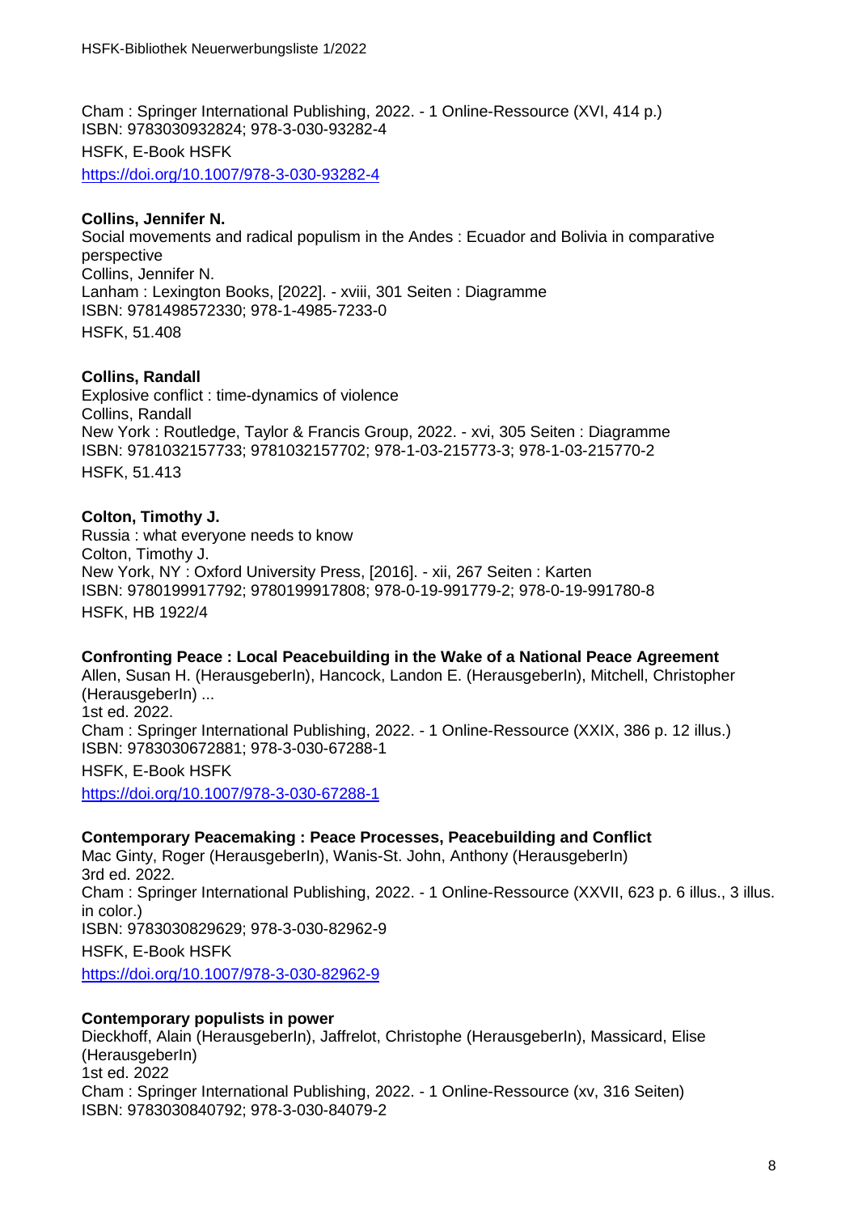Cham : Springer International Publishing, 2022. - 1 Online-Ressource (XVI, 414 p.)
ISBN: 9783030932824; 978-3-030-93282-4

HSFK, E-Book HSFK

https://doi.org/10.1007/978-3-030-93282-4

**Collins, Jennifer N.**
Social movements and radical populism in the Andes : Ecuador and Bolivia in comparative perspective
Collins, Jennifer N.
Lanham : Lexington Books, [2022]. - xviii, 301 Seiten : Diagramme
ISBN: 9781498572330; 978-1-4985-7233-0

HSFK, 51.408

**Collins, Randall**
Explosive conflict : time-dynamics of violence
Collins, Randall
New York : Routledge, Taylor & Francis Group, 2022. - xvi, 305 Seiten : Diagramme
ISBN: 9781032157733; 9781032157702; 978-1-03-215773-3; 978-1-03-215770-2

HSFK, 51.413

**Colton, Timothy J.**
Russia : what everyone needs to know
Colton, Timothy J.
New York, NY : Oxford University Press, [2016]. - xii, 267 Seiten : Karten
ISBN: 9780199917792; 9780199917808; 978-0-19-991779-2; 978-0-19-991780-8

HSFK, HB 1922/4

**Confronting Peace : Local Peacebuilding in the Wake of a National Peace Agreement**
Allen, Susan H. (HerausgeberIn), Hancock, Landon E. (HerausgeberIn), Mitchell, Christopher (HerausgeberIn) ...
1st ed. 2022.
Cham : Springer International Publishing, 2022. - 1 Online-Ressource (XXIX, 386 p. 12 illus.)
ISBN: 9783030672881; 978-3-030-67288-1

HSFK, E-Book HSFK

https://doi.org/10.1007/978-3-030-67288-1

**Contemporary Peacemaking : Peace Processes, Peacebuilding and Conflict**
Mac Ginty, Roger (HerausgeberIn), Wanis-St. John, Anthony (HerausgeberIn)
3rd ed. 2022.
Cham : Springer International Publishing, 2022. - 1 Online-Ressource (XXVII, 623 p. 6 illus., 3 illus. in color.)
ISBN: 9783030829629; 978-3-030-82962-9

HSFK, E-Book HSFK

https://doi.org/10.1007/978-3-030-82962-9

**Contemporary populists in power**
Dieckhoff, Alain (HerausgeberIn), Jaffrelot, Christophe (HerausgeberIn), Massicard, Elise (HerausgeberIn)
1st ed. 2022
Cham : Springer International Publishing, 2022. - 1 Online-Ressource (xv, 316 Seiten)
ISBN: 9783030840792; 978-3-030-84079-2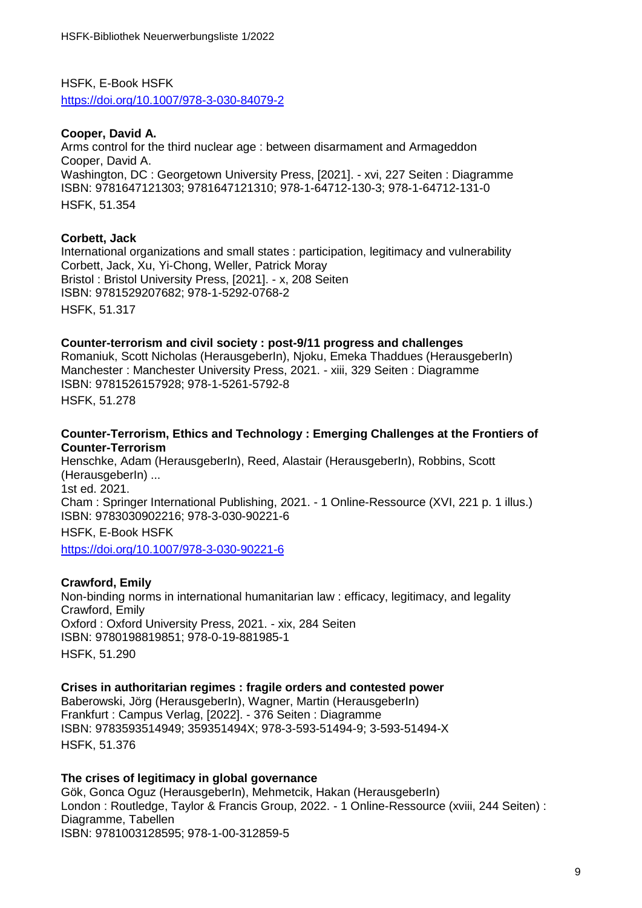HSFK, E-Book HSFK
https://doi.org/10.1007/978-3-030-84079-2

**Cooper, David A.**
Arms control for the third nuclear age : between disarmament and Armageddon
Cooper, David A.
Washington, DC : Georgetown University Press, [2021]. - xvi, 227 Seiten : Diagramme
ISBN: 9781647121303; 9781647121310; 978-1-64712-130-3; 978-1-64712-131-0
HSFK, 51.354

**Corbett, Jack**
International organizations and small states : participation, legitimacy and vulnerability
Corbett, Jack, Xu, Yi-Chong, Weller, Patrick Moray
Bristol : Bristol University Press, [2021]. - x, 208 Seiten
ISBN: 9781529207682; 978-1-5292-0768-2
HSFK, 51.317

**Counter-terrorism and civil society : post-9/11 progress and challenges**
Romaniuk, Scott Nicholas (HerausgeberIn), Njoku, Emeka Thaddues (HerausgeberIn)
Manchester : Manchester University Press, 2021. - xiii, 329 Seiten : Diagramme
ISBN: 9781526157928; 978-1-5261-5792-8
HSFK, 51.278

**Counter-Terrorism, Ethics and Technology : Emerging Challenges at the Frontiers of Counter-Terrorism**
Henschke, Adam (HerausgeberIn), Reed, Alastair (HerausgeberIn), Robbins, Scott (HerausgeberIn) ...
1st ed. 2021.
Cham : Springer International Publishing, 2021. - 1 Online-Ressource (XVI, 221 p. 1 illus.)
ISBN: 9783030902216; 978-3-030-90221-6
HSFK, E-Book HSFK
https://doi.org/10.1007/978-3-030-90221-6

**Crawford, Emily**
Non-binding norms in international humanitarian law : efficacy, legitimacy, and legality
Crawford, Emily
Oxford : Oxford University Press, 2021. - xix, 284 Seiten
ISBN: 9780198819851; 978-0-19-881985-1
HSFK, 51.290

**Crises in authoritarian regimes : fragile orders and contested power**
Baberowski, Jörg (HerausgeberIn), Wagner, Martin (HerausgeberIn)
Frankfurt : Campus Verlag, [2022]. - 376 Seiten : Diagramme
ISBN: 9783593514949; 359351494X; 978-3-593-51494-9; 3-593-51494-X
HSFK, 51.376

**The crises of legitimacy in global governance**
Gök, Gonca Oguz (HerausgeberIn), Mehmetcik, Hakan (HerausgeberIn)
London : Routledge, Taylor & Francis Group, 2022. - 1 Online-Ressource (xviii, 244 Seiten) : Diagramme, Tabellen
ISBN: 9781003128595; 978-1-00-312859-5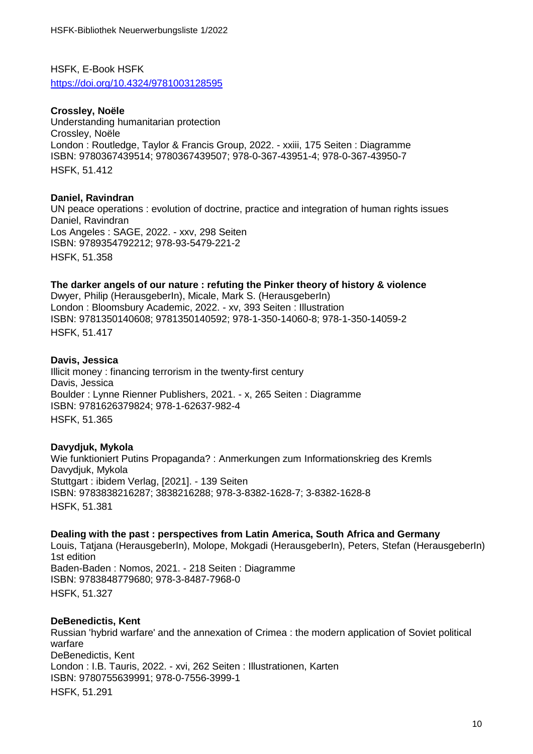HSFK, E-Book HSFK
https://doi.org/10.4324/9781003128595

**Crossley, Noële**
Understanding humanitarian protection
Crossley, Noële
London : Routledge, Taylor & Francis Group, 2022. - xxiii, 175 Seiten : Diagramme
ISBN: 9780367439514; 9780367439507; 978-0-367-43951-4; 978-0-367-43950-7
HSFK, 51.412

**Daniel, Ravindran**
UN peace operations : evolution of doctrine, practice and integration of human rights issues
Daniel, Ravindran
Los Angeles : SAGE, 2022. - xxv, 298 Seiten
ISBN: 9789354792212; 978-93-5479-221-2
HSFK, 51.358

**The darker angels of our nature : refuting the Pinker theory of history & violence**
Dwyer, Philip (HerausgeberIn), Micale, Mark S. (HerausgeberIn)
London : Bloomsbury Academic, 2022. - xv, 393 Seiten : Illustration
ISBN: 9781350140608; 9781350140592; 978-1-350-14060-8; 978-1-350-14059-2
HSFK, 51.417

**Davis, Jessica**
Illicit money : financing terrorism in the twenty-first century
Davis, Jessica
Boulder : Lynne Rienner Publishers, 2021. - x, 265 Seiten : Diagramme
ISBN: 9781626379824; 978-1-62637-982-4
HSFK, 51.365

**Davydjuk, Mykola**
Wie funktioniert Putins Propaganda? : Anmerkungen zum Informationskrieg des Kremls
Davydjuk, Mykola
Stuttgart : ibidem Verlag, [2021]. - 139 Seiten
ISBN: 9783838216287; 3838216288; 978-3-8382-1628-7; 3-8382-1628-8
HSFK, 51.381

**Dealing with the past : perspectives from Latin America, South Africa and Germany**
Louis, Tatjana (HerausgeberIn), Molope, Mokgadi (HerausgeberIn), Peters, Stefan (HerausgeberIn)
1st edition
Baden-Baden : Nomos, 2021. - 218 Seiten : Diagramme
ISBN: 9783848779680; 978-3-8487-7968-0
HSFK, 51.327

**DeBenedictis, Kent**
Russian 'hybrid warfare' and the annexation of Crimea : the modern application of Soviet political warfare
DeBenedictis, Kent
London : I.B. Tauris, 2022. - xvi, 262 Seiten : Illustrationen, Karten
ISBN: 9780755639991; 978-0-7556-3999-1
HSFK, 51.291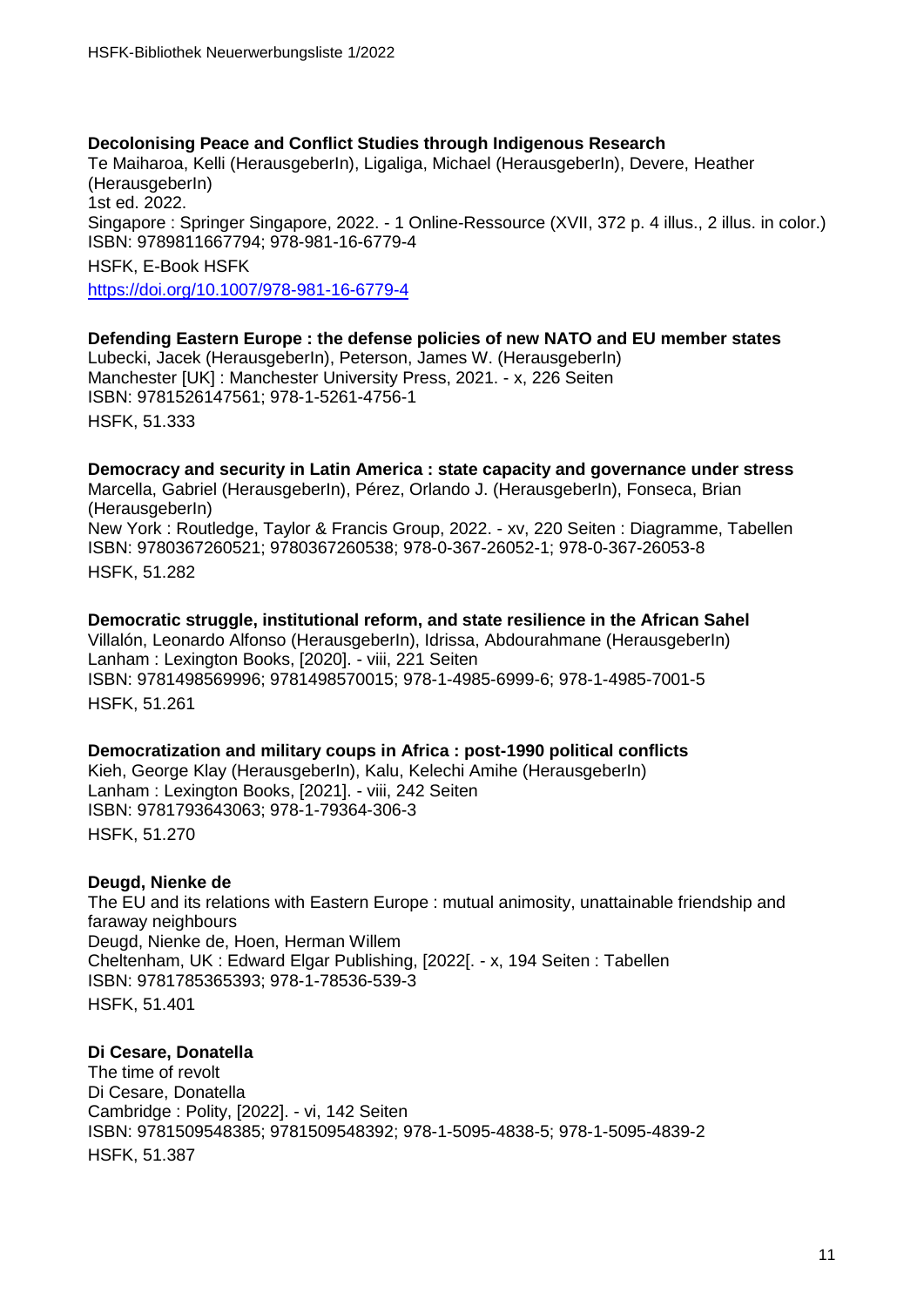**Decolonising Peace and Conflict Studies through Indigenous Research**
Te Maiharoa, Kelli (HerausgeberIn), Ligaliga, Michael (HerausgeberIn), Devere, Heather (HerausgeberIn)
1st ed. 2022.
Singapore : Springer Singapore, 2022. - 1 Online-Ressource (XVII, 372 p. 4 illus., 2 illus. in color.)
ISBN: 9789811667794; 978-981-16-6779-4
HSFK, E-Book HSFK
https://doi.org/10.1007/978-981-16-6779-4

**Defending Eastern Europe : the defense policies of new NATO and EU member states**
Lubecki, Jacek (HerausgeberIn), Peterson, James W. (HerausgeberIn)
Manchester [UK] : Manchester University Press, 2021. - x, 226 Seiten
ISBN: 9781526147561; 978-1-5261-4756-1
HSFK, 51.333

**Democracy and security in Latin America : state capacity and governance under stress**
Marcella, Gabriel (HerausgeberIn), Pérez, Orlando J. (HerausgeberIn), Fonseca, Brian (HerausgeberIn)
New York : Routledge, Taylor & Francis Group, 2022. - xv, 220 Seiten : Diagramme, Tabellen
ISBN: 9780367260521; 9780367260538; 978-0-367-26052-1; 978-0-367-26053-8
HSFK, 51.282

**Democratic struggle, institutional reform, and state resilience in the African Sahel**
Villalón, Leonardo Alfonso (HerausgeberIn), Idrissa, Abdourahmane (HerausgeberIn)
Lanham : Lexington Books, [2020]. - viii, 221 Seiten
ISBN: 9781498569996; 9781498570015; 978-1-4985-6999-6; 978-1-4985-7001-5
HSFK, 51.261

**Democratization and military coups in Africa : post-1990 political conflicts**
Kieh, George Klay (HerausgeberIn), Kalu, Kelechi Amihe (HerausgeberIn)
Lanham : Lexington Books, [2021]. - viii, 242 Seiten
ISBN: 9781793643063; 978-1-79364-306-3
HSFK, 51.270

**Deugd, Nienke de**
The EU and its relations with Eastern Europe : mutual animosity, unattainable friendship and faraway neighbours
Deugd, Nienke de, Hoen, Herman Willem
Cheltenham, UK : Edward Elgar Publishing, [2022[. - x, 194 Seiten : Tabellen
ISBN: 9781785365393; 978-1-78536-539-3
HSFK, 51.401

**Di Cesare, Donatella**
The time of revolt
Di Cesare, Donatella
Cambridge : Polity, [2022]. - vi, 142 Seiten
ISBN: 9781509548385; 9781509548392; 978-1-5095-4838-5; 978-1-5095-4839-2
HSFK, 51.387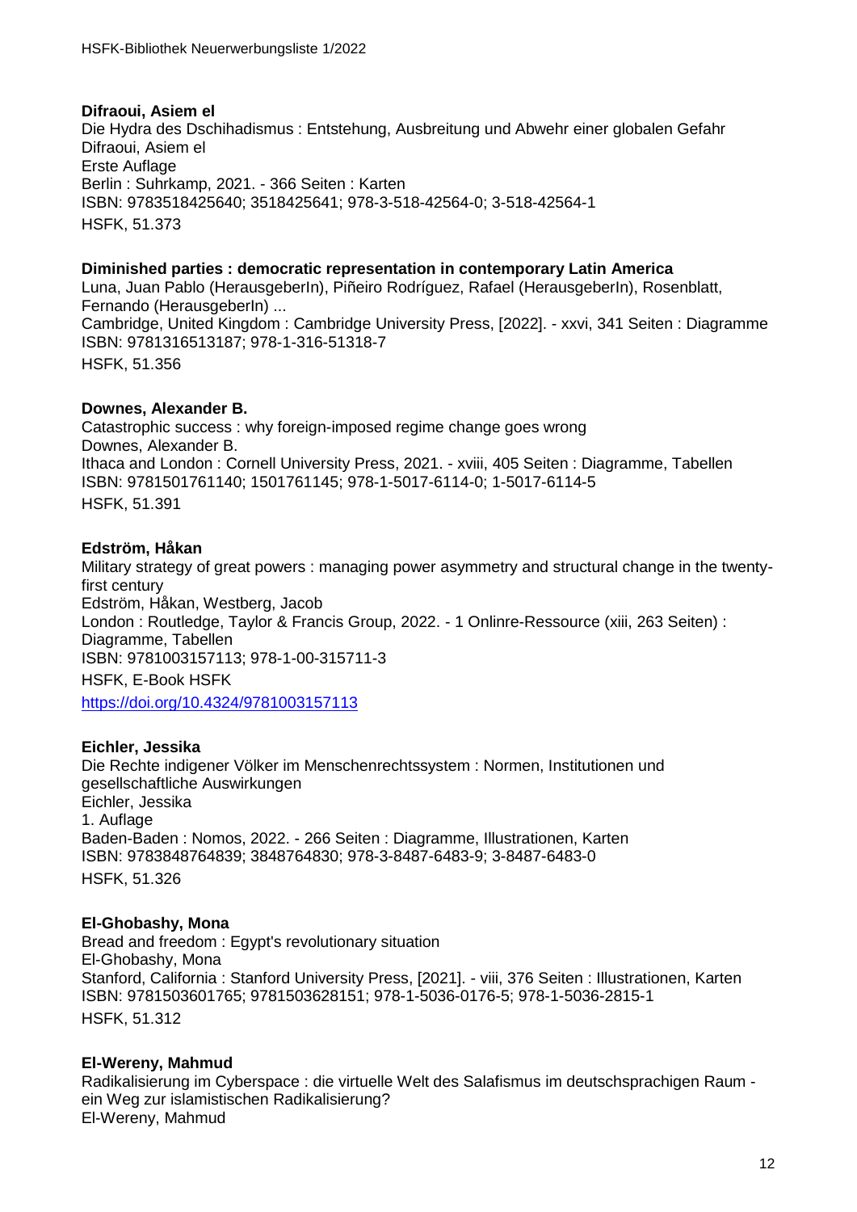**Difraoui, Asiem el**
Die Hydra des Dschihadismus : Entstehung, Ausbreitung und Abwehr einer globalen Gefahr
Difraoui, Asiem el
Erste Auflage
Berlin : Suhrkamp, 2021. - 366 Seiten : Karten
ISBN: 9783518425640; 3518425641; 978-3-518-42564-0; 3-518-42564-1
HSFK, 51.373

**Diminished parties : democratic representation in contemporary Latin America**
Luna, Juan Pablo (HerausgeberIn), Piñeiro Rodríguez, Rafael (HerausgeberIn), Rosenblatt, Fernando (HerausgeberIn) ...
Cambridge, United Kingdom : Cambridge University Press, [2022]. - xxvi, 341 Seiten : Diagramme
ISBN: 9781316513187; 978-1-316-51318-7
HSFK, 51.356

**Downes, Alexander B.**
Catastrophic success : why foreign-imposed regime change goes wrong
Downes, Alexander B.
Ithaca and London : Cornell University Press, 2021. - xviii, 405 Seiten : Diagramme, Tabellen
ISBN: 9781501761140; 1501761145; 978-1-5017-6114-0; 1-5017-6114-5
HSFK, 51.391

**Edström, Håkan**
Military strategy of great powers : managing power asymmetry and structural change in the twenty-first century
Edström, Håkan, Westberg, Jacob
London : Routledge, Taylor & Francis Group, 2022. - 1 Onlinre-Ressource (xiii, 263 Seiten) : Diagramme, Tabellen
ISBN: 9781003157113; 978-1-00-315711-3
HSFK, E-Book HSFK
https://doi.org/10.4324/9781003157113

**Eichler, Jessika**
Die Rechte indigener Völker im Menschenrechtssystem : Normen, Institutionen und gesellschaftliche Auswirkungen
Eichler, Jessika
1. Auflage
Baden-Baden : Nomos, 2022. - 266 Seiten : Diagramme, Illustrationen, Karten
ISBN: 9783848764839; 3848764830; 978-3-8487-6483-9; 3-8487-6483-0
HSFK, 51.326

**El-Ghobashy, Mona**
Bread and freedom : Egypt's revolutionary situation
El-Ghobashy, Mona
Stanford, California : Stanford University Press, [2021]. - viii, 376 Seiten : Illustrationen, Karten
ISBN: 9781503601765; 9781503628151; 978-1-5036-0176-5; 978-1-5036-2815-1
HSFK, 51.312

**El-Wereny, Mahmud**
Radikalisierung im Cyberspace : die virtuelle Welt des Salafismus im deutschsprachigen Raum - ein Weg zur islamistischen Radikalisierung?
El-Wereny, Mahmud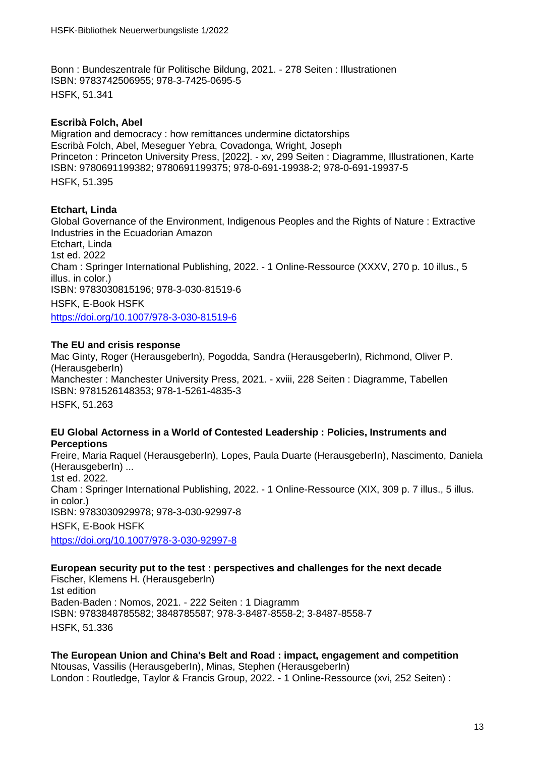Bonn : Bundeszentrale für Politische Bildung, 2021. - 278 Seiten : Illustrationen
ISBN: 9783742506955; 978-3-7425-0695-5
HSFK, 51.341

**Escribà Folch, Abel**
Migration and democracy : how remittances undermine dictatorships
Escribà Folch, Abel, Meseguer Yebra, Covadonga, Wright, Joseph
Princeton : Princeton University Press, [2022]. - xv, 299 Seiten : Diagramme, Illustrationen, Karte
ISBN: 9780691199382; 9780691199375; 978-0-691-19938-2; 978-0-691-19937-5
HSFK, 51.395

**Etchart, Linda**
Global Governance of the Environment, Indigenous Peoples and the Rights of Nature : Extractive Industries in the Ecuadorian Amazon
Etchart, Linda
1st ed. 2022
Cham : Springer International Publishing, 2022. - 1 Online-Ressource (XXXV, 270 p. 10 illus., 5 illus. in color.)
ISBN: 9783030815196; 978-3-030-81519-6
HSFK, E-Book HSFK
https://doi.org/10.1007/978-3-030-81519-6

**The EU and crisis response**
Mac Ginty, Roger (HerausgeberIn), Pogodda, Sandra (HerausgeberIn), Richmond, Oliver P. (HerausgeberIn)
Manchester : Manchester University Press, 2021. - xviii, 228 Seiten : Diagramme, Tabellen
ISBN: 9781526148353; 978-1-5261-4835-3
HSFK, 51.263

**EU Global Actorness in a World of Contested Leadership : Policies, Instruments and Perceptions**
Freire, Maria Raquel (HerausgeberIn), Lopes, Paula Duarte (HerausgeberIn), Nascimento, Daniela (HerausgeberIn) ...
1st ed. 2022.
Cham : Springer International Publishing, 2022. - 1 Online-Ressource (XIX, 309 p. 7 illus., 5 illus. in color.)
ISBN: 9783030929978; 978-3-030-92997-8
HSFK, E-Book HSFK
https://doi.org/10.1007/978-3-030-92997-8

**European security put to the test : perspectives and challenges for the next decade**
Fischer, Klemens H. (HerausgeberIn)
1st edition
Baden-Baden : Nomos, 2021. - 222 Seiten : 1 Diagramm
ISBN: 9783848785582; 3848785587; 978-3-8487-8558-2; 3-8487-8558-7
HSFK, 51.336

**The European Union and China's Belt and Road : impact, engagement and competition**
Ntousas, Vassilis (HerausgeberIn), Minas, Stephen (HerausgeberIn)
London : Routledge, Taylor & Francis Group, 2022. - 1 Online-Ressource (xvi, 252 Seiten) :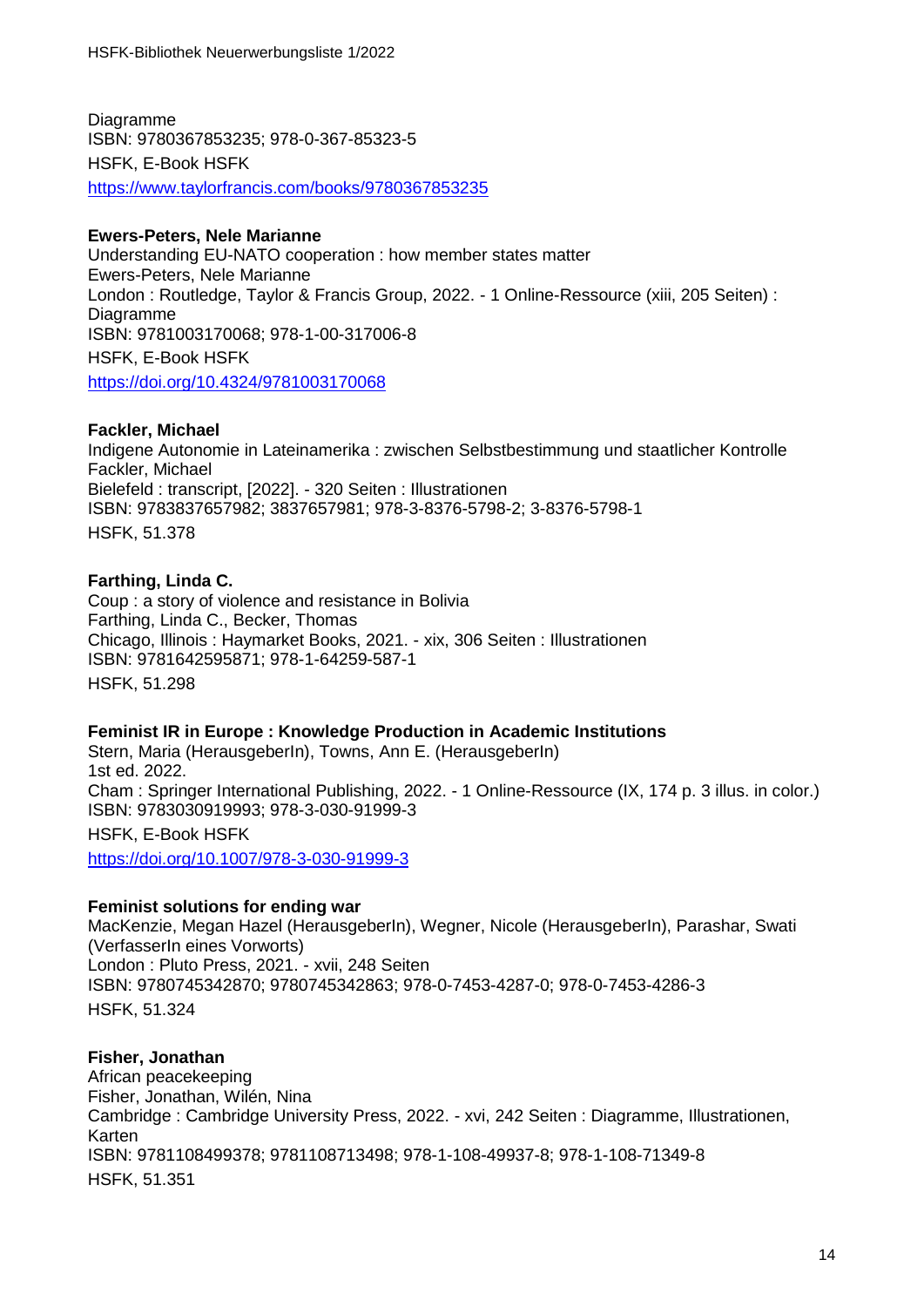Diagramme
ISBN: 9780367853235; 978-0-367-85323-5
HSFK, E-Book HSFK
https://www.taylorfrancis.com/books/9780367853235

**Ewers-Peters, Nele Marianne**
Understanding EU-NATO cooperation : how member states matter
Ewers-Peters, Nele Marianne
London : Routledge, Taylor & Francis Group, 2022. - 1 Online-Ressource (xiii, 205 Seiten) : Diagramme
ISBN: 9781003170068; 978-1-00-317006-8
HSFK, E-Book HSFK
https://doi.org/10.4324/9781003170068

**Fackler, Michael**
Indigene Autonomie in Lateinamerika : zwischen Selbstbestimmung und staatlicher Kontrolle
Fackler, Michael
Bielefeld : transcript, [2022]. - 320 Seiten : Illustrationen
ISBN: 9783837657982; 3837657981; 978-3-8376-5798-2; 3-8376-5798-1
HSFK, 51.378

**Farthing, Linda C.**
Coup : a story of violence and resistance in Bolivia
Farthing, Linda C., Becker, Thomas
Chicago, Illinois : Haymarket Books, 2021. - xix, 306 Seiten : Illustrationen
ISBN: 9781642595871; 978-1-64259-587-1
HSFK, 51.298

**Feminist IR in Europe : Knowledge Production in Academic Institutions**
Stern, Maria (HerausgeberIn), Towns, Ann E. (HerausgeberIn)
1st ed. 2022.
Cham : Springer International Publishing, 2022. - 1 Online-Ressource (IX, 174 p. 3 illus. in color.)
ISBN: 9783030919993; 978-3-030-91999-3
HSFK, E-Book HSFK
https://doi.org/10.1007/978-3-030-91999-3

**Feminist solutions for ending war**
MacKenzie, Megan Hazel (HerausgeberIn), Wegner, Nicole (HerausgeberIn), Parashar, Swati (VerfasserIn eines Vorworts)
London : Pluto Press, 2021. - xvii, 248 Seiten
ISBN: 9780745342870; 9780745342863; 978-0-7453-4287-0; 978-0-7453-4286-3
HSFK, 51.324

**Fisher, Jonathan**
African peacekeeping
Fisher, Jonathan, Wilén, Nina
Cambridge : Cambridge University Press, 2022. - xvi, 242 Seiten : Diagramme, Illustrationen, Karten
ISBN: 9781108499378; 9781108713498; 978-1-108-49937-8; 978-1-108-71349-8
HSFK, 51.351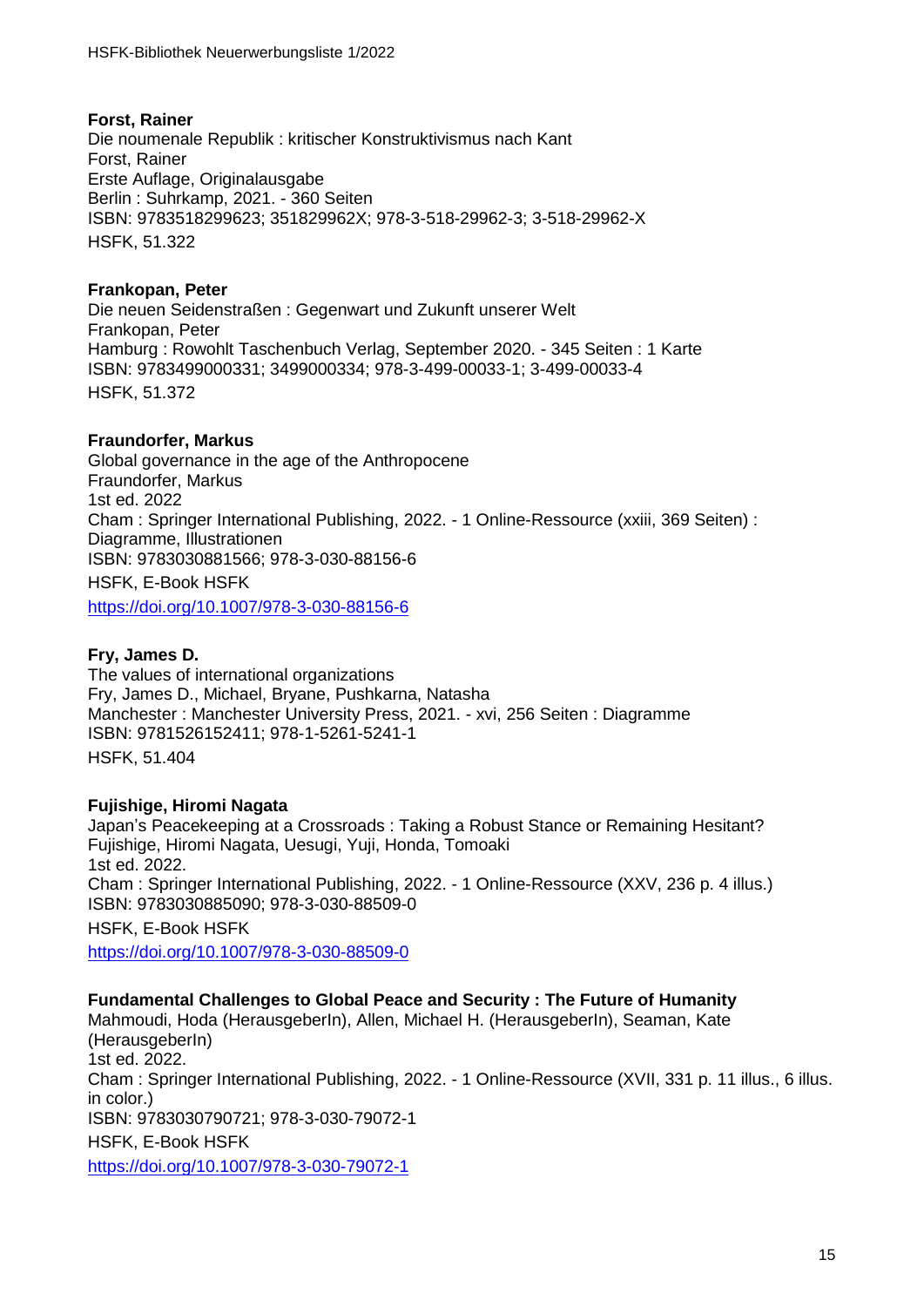**Forst, Rainer**
Die noumenale Republik : kritischer Konstruktivismus nach Kant
Forst, Rainer
Erste Auflage, Originalausgabe
Berlin : Suhrkamp, 2021. - 360 Seiten
ISBN: 9783518299623; 351829962X; 978-3-518-29962-3; 3-518-29962-X
HSFK, 51.322

**Frankopan, Peter**
Die neuen Seidenstraßen : Gegenwart und Zukunft unserer Welt
Frankopan, Peter
Hamburg : Rowohlt Taschenbuch Verlag, September 2020. - 345 Seiten : 1 Karte
ISBN: 9783499000331; 3499000334; 978-3-499-00033-1; 3-499-00033-4
HSFK, 51.372

**Fraundorfer, Markus**
Global governance in the age of the Anthropocene
Fraundorfer, Markus
1st ed. 2022
Cham : Springer International Publishing, 2022. - 1 Online-Ressource (xxiii, 369 Seiten) : Diagramme, Illustrationen
ISBN: 9783030881566; 978-3-030-88156-6
HSFK, E-Book HSFK
https://doi.org/10.1007/978-3-030-88156-6

**Fry, James D.**
The values of international organizations
Fry, James D., Michael, Bryane, Pushkarna, Natasha
Manchester : Manchester University Press, 2021. - xvi, 256 Seiten : Diagramme
ISBN: 9781526152411; 978-1-5261-5241-1
HSFK, 51.404

**Fujishige, Hiromi Nagata**
Japan's Peacekeeping at a Crossroads : Taking a Robust Stance or Remaining Hesitant?
Fujishige, Hiromi Nagata, Uesugi, Yuji, Honda, Tomoaki
1st ed. 2022.
Cham : Springer International Publishing, 2022. - 1 Online-Ressource (XXV, 236 p. 4 illus.)
ISBN: 9783030885090; 978-3-030-88509-0
HSFK, E-Book HSFK
https://doi.org/10.1007/978-3-030-88509-0

**Fundamental Challenges to Global Peace and Security : The Future of Humanity**
Mahmoudi, Hoda (HerausgeberIn), Allen, Michael H. (HerausgeberIn), Seaman, Kate (HerausgeberIn)
1st ed. 2022.
Cham : Springer International Publishing, 2022. - 1 Online-Ressource (XVII, 331 p. 11 illus., 6 illus. in color.)
ISBN: 9783030790721; 978-3-030-79072-1
HSFK, E-Book HSFK
https://doi.org/10.1007/978-3-030-79072-1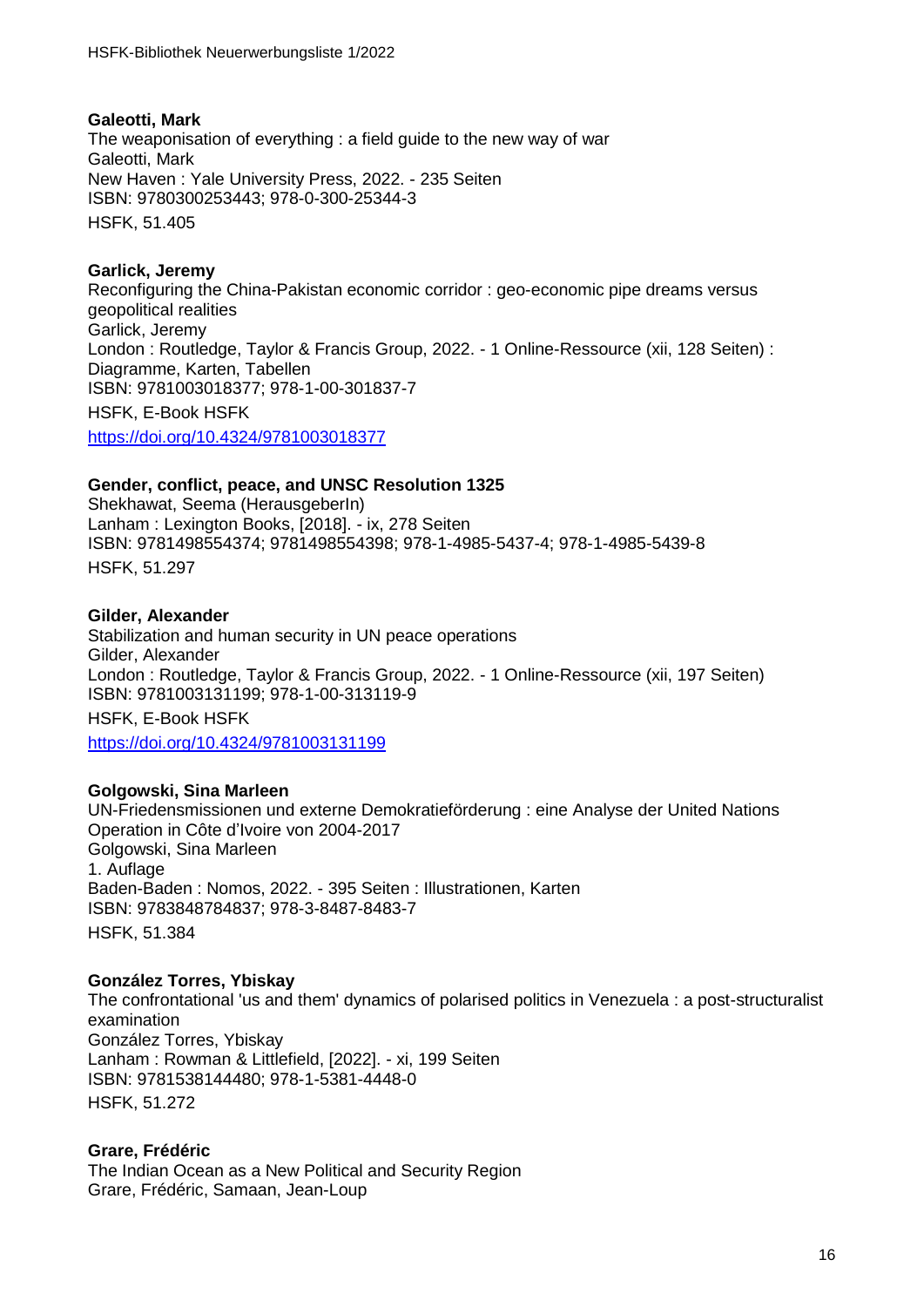**Galeotti, Mark**
The weaponisation of everything : a field guide to the new way of war
Galeotti, Mark
New Haven : Yale University Press, 2022. - 235 Seiten
ISBN: 9780300253443; 978-0-300-25344-3
HSFK, 51.405

**Garlick, Jeremy**
Reconfiguring the China-Pakistan economic corridor : geo-economic pipe dreams versus geopolitical realities
Garlick, Jeremy
London : Routledge, Taylor & Francis Group, 2022. - 1 Online-Ressource (xii, 128 Seiten) : Diagramme, Karten, Tabellen
ISBN: 9781003018377; 978-1-00-301837-7
HSFK, E-Book HSFK
https://doi.org/10.4324/9781003018377

**Gender, conflict, peace, and UNSC Resolution 1325**
Shekhawat, Seema (HerausgeberIn)
Lanham : Lexington Books, [2018]. - ix, 278 Seiten
ISBN: 9781498554374; 9781498554398; 978-1-4985-5437-4; 978-1-4985-5439-8
HSFK, 51.297

**Gilder, Alexander**
Stabilization and human security in UN peace operations
Gilder, Alexander
London : Routledge, Taylor & Francis Group, 2022. - 1 Online-Ressource (xii, 197 Seiten)
ISBN: 9781003131199; 978-1-00-313119-9
HSFK, E-Book HSFK
https://doi.org/10.4324/9781003131199

**Golgowski, Sina Marleen**
UN-Friedensmissionen und externe Demokratieförderung : eine Analyse der United Nations Operation in Côte d'Ivoire von 2004-2017
Golgowski, Sina Marleen
1. Auflage
Baden-Baden : Nomos, 2022. - 395 Seiten : Illustrationen, Karten
ISBN: 9783848784837; 978-3-8487-8483-7
HSFK, 51.384

**González Torres, Ybiskay**
The confrontational 'us and them' dynamics of polarised politics in Venezuela : a post-structuralist examination
González Torres, Ybiskay
Lanham : Rowman & Littlefield, [2022]. - xi, 199 Seiten
ISBN: 9781538144480; 978-1-5381-4448-0
HSFK, 51.272

**Grare, Frédéric**
The Indian Ocean as a New Political and Security Region
Grare, Frédéric, Samaan, Jean-Loup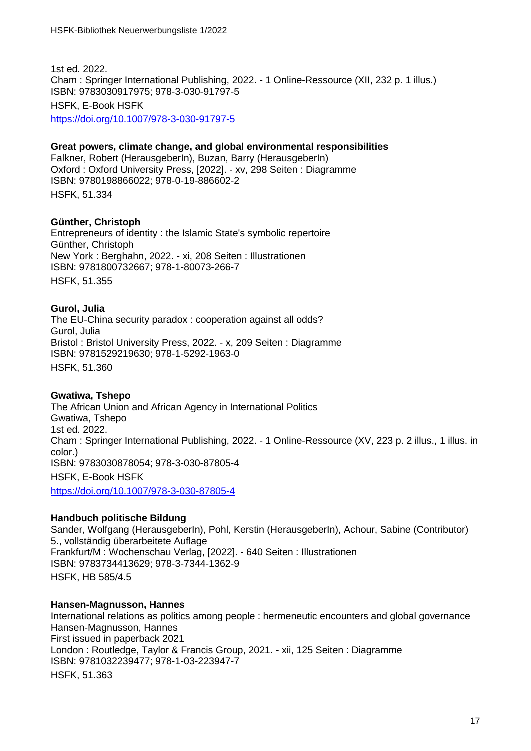1st ed. 2022.
Cham : Springer International Publishing, 2022. - 1 Online-Ressource (XII, 232 p. 1 illus.)
ISBN: 9783030917975; 978-3-030-91797-5
HSFK, E-Book HSFK
https://doi.org/10.1007/978-3-030-91797-5

**Great powers, climate change, and global environmental responsibilities**
Falkner, Robert (HerausgeberIn), Buzan, Barry (HerausgeberIn)
Oxford : Oxford University Press, [2022]. - xv, 298 Seiten : Diagramme
ISBN: 9780198866022; 978-0-19-886602-2
HSFK, 51.334

**Günther, Christoph**
Entrepreneurs of identity : the Islamic State's symbolic repertoire
Günther, Christoph
New York : Berghahn, 2022. - xi, 208 Seiten : Illustrationen
ISBN: 9781800732667; 978-1-80073-266-7
HSFK, 51.355

**Gurol, Julia**
The EU-China security paradox : cooperation against all odds?
Gurol, Julia
Bristol : Bristol University Press, 2022. - x, 209 Seiten : Diagramme
ISBN: 9781529219630; 978-1-5292-1963-0
HSFK, 51.360

**Gwatiwa, Tshepo**
The African Union and African Agency in International Politics
Gwatiwa, Tshepo
1st ed. 2022.
Cham : Springer International Publishing, 2022. - 1 Online-Ressource (XV, 223 p. 2 illus., 1 illus. in color.)
ISBN: 9783030878054; 978-3-030-87805-4
HSFK, E-Book HSFK
https://doi.org/10.1007/978-3-030-87805-4

**Handbuch politische Bildung**
Sander, Wolfgang (HerausgeberIn), Pohl, Kerstin (HerausgeberIn), Achour, Sabine (Contributor)
5., vollständig überarbeitete Auflage
Frankfurt/M : Wochenschau Verlag, [2022]. - 640 Seiten : Illustrationen
ISBN: 9783734413629; 978-3-7344-1362-9
HSFK, HB 585/4.5

**Hansen-Magnusson, Hannes**
International relations as politics among people : hermeneutic encounters and global governance
Hansen-Magnusson, Hannes
First issued in paperback 2021
London : Routledge, Taylor & Francis Group, 2021. - xii, 125 Seiten : Diagramme
ISBN: 9781032239477; 978-1-03-223947-7
HSFK, 51.363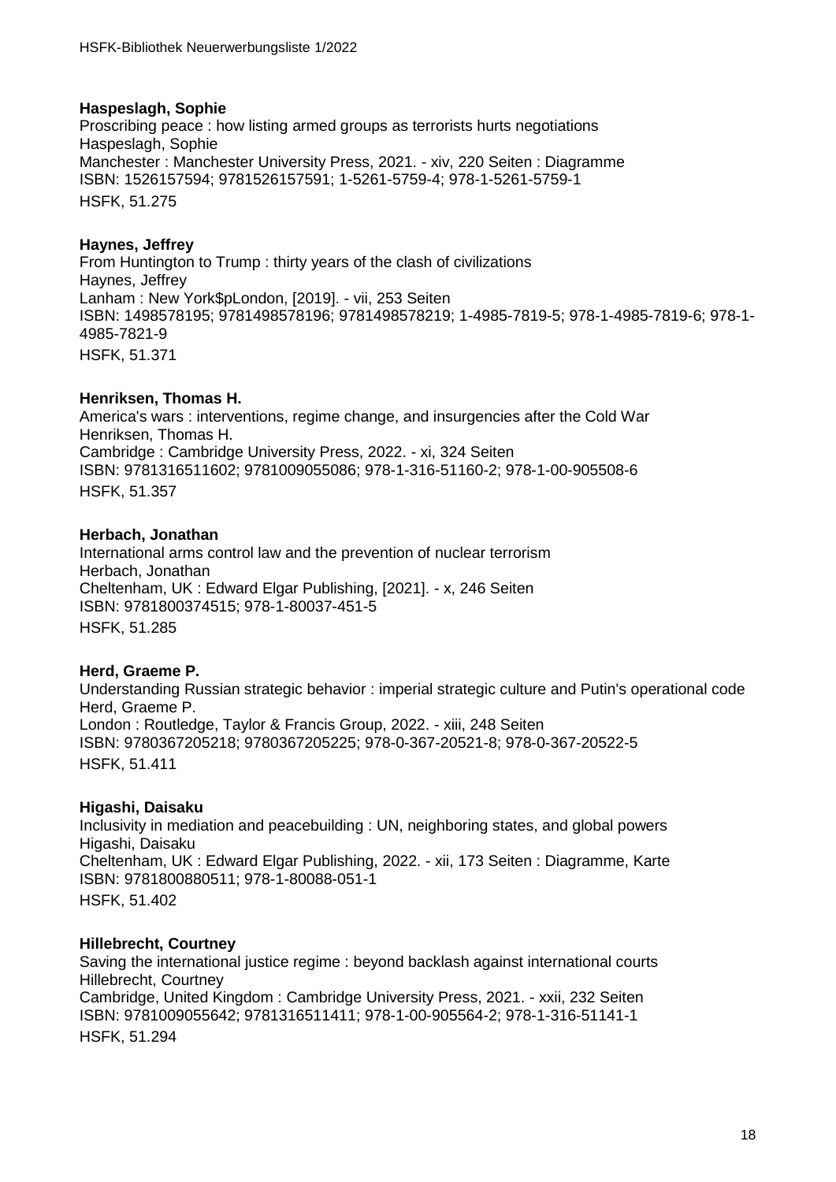**Haspeslagh, Sophie**
Proscribing peace : how listing armed groups as terrorists hurts negotiations
Haspeslagh, Sophie
Manchester : Manchester University Press, 2021. - xiv, 220 Seiten : Diagramme
ISBN: 1526157594; 9781526157591; 1-5261-5759-4; 978-1-5261-5759-1
HSFK, 51.275

**Haynes, Jeffrey**
From Huntington to Trump : thirty years of the clash of civilizations
Haynes, Jeffrey
Lanham : New York$pLondon, [2019]. - vii, 253 Seiten
ISBN: 1498578195; 9781498578196; 9781498578219; 1-4985-7819-5; 978-1-4985-7819-6; 978-1-4985-7821-9
HSFK, 51.371

**Henriksen, Thomas H.**
America's wars : interventions, regime change, and insurgencies after the Cold War
Henriksen, Thomas H.
Cambridge : Cambridge University Press, 2022. - xi, 324 Seiten
ISBN: 9781316511602; 9781009055086; 978-1-316-51160-2; 978-1-00-905508-6
HSFK, 51.357

**Herbach, Jonathan**
International arms control law and the prevention of nuclear terrorism
Herbach, Jonathan
Cheltenham, UK : Edward Elgar Publishing, [2021]. - x, 246 Seiten
ISBN: 9781800374515; 978-1-80037-451-5
HSFK, 51.285

**Herd, Graeme P.**
Understanding Russian strategic behavior : imperial strategic culture and Putin's operational code
Herd, Graeme P.
London : Routledge, Taylor & Francis Group, 2022. - xiii, 248 Seiten
ISBN: 9780367205218; 9780367205225; 978-0-367-20521-8; 978-0-367-20522-5
HSFK, 51.411

**Higashi, Daisaku**
Inclusivity in mediation and peacebuilding : UN, neighboring states, and global powers
Higashi, Daisaku
Cheltenham, UK : Edward Elgar Publishing, 2022. - xii, 173 Seiten : Diagramme, Karte
ISBN: 9781800880511; 978-1-80088-051-1
HSFK, 51.402

**Hillebrecht, Courtney**
Saving the international justice regime : beyond backlash against international courts
Hillebrecht, Courtney
Cambridge, United Kingdom : Cambridge University Press, 2021. - xxii, 232 Seiten
ISBN: 9781009055642; 9781316511411; 978-1-00-905564-2; 978-1-316-51141-1
HSFK, 51.294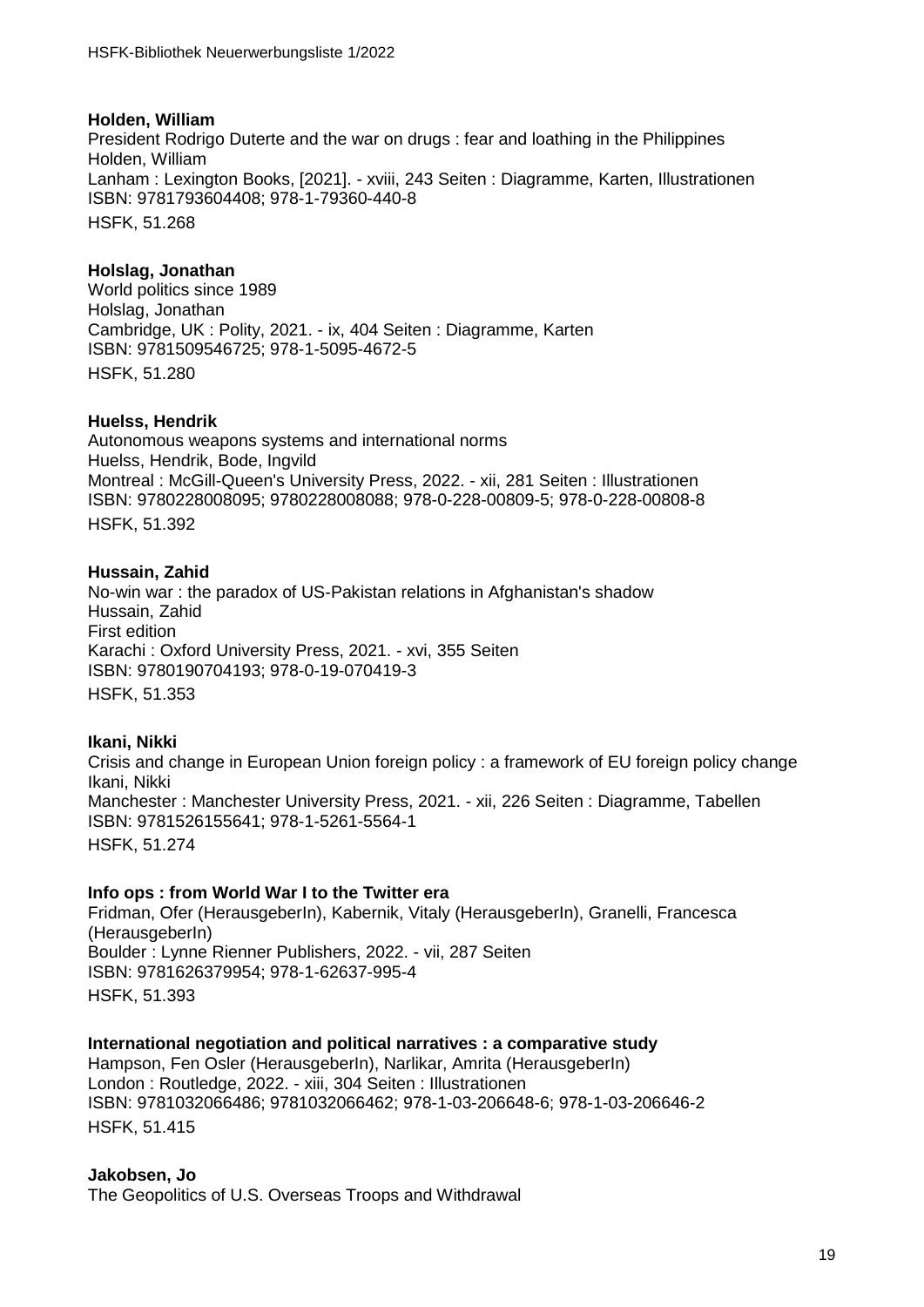**Holden, William**
President Rodrigo Duterte and the war on drugs : fear and loathing in the Philippines
Holden, William
Lanham : Lexington Books, [2021]. - xviii, 243 Seiten : Diagramme, Karten, Illustrationen
ISBN: 9781793604408; 978-1-79360-440-8
HSFK, 51.268

**Holslag, Jonathan**
World politics since 1989
Holslag, Jonathan
Cambridge, UK : Polity, 2021. - ix, 404 Seiten : Diagramme, Karten
ISBN: 9781509546725; 978-1-5095-4672-5
HSFK, 51.280

**Huelss, Hendrik**
Autonomous weapons systems and international norms
Huelss, Hendrik, Bode, Ingvild
Montreal : McGill-Queen's University Press, 2022. - xii, 281 Seiten : Illustrationen
ISBN: 9780228008095; 9780228008088; 978-0-228-00809-5; 978-0-228-00808-8
HSFK, 51.392

**Hussain, Zahid**
No-win war : the paradox of US-Pakistan relations in Afghanistan's shadow
Hussain, Zahid
First edition
Karachi : Oxford University Press, 2021. - xvi, 355 Seiten
ISBN: 9780190704193; 978-0-19-070419-3
HSFK, 51.353

**Ikani, Nikki**
Crisis and change in European Union foreign policy : a framework of EU foreign policy change
Ikani, Nikki
Manchester : Manchester University Press, 2021. - xii, 226 Seiten : Diagramme, Tabellen
ISBN: 9781526155641; 978-1-5261-5564-1
HSFK, 51.274

**Info ops : from World War I to the Twitter era**
Fridman, Ofer (HerausgeberIn), Kabernik, Vitaly (HerausgeberIn), Granelli, Francesca (HerausgeberIn)
Boulder : Lynne Rienner Publishers, 2022. - vii, 287 Seiten
ISBN: 9781626379954; 978-1-62637-995-4
HSFK, 51.393

**International negotiation and political narratives : a comparative study**
Hampson, Fen Osler (HerausgeberIn), Narlikar, Amrita (HerausgeberIn)
London : Routledge, 2022. - xiii, 304 Seiten : Illustrationen
ISBN: 9781032066486; 9781032066462; 978-1-03-206648-6; 978-1-03-206646-2
HSFK, 51.415

**Jakobsen, Jo**
The Geopolitics of U.S. Overseas Troops and Withdrawal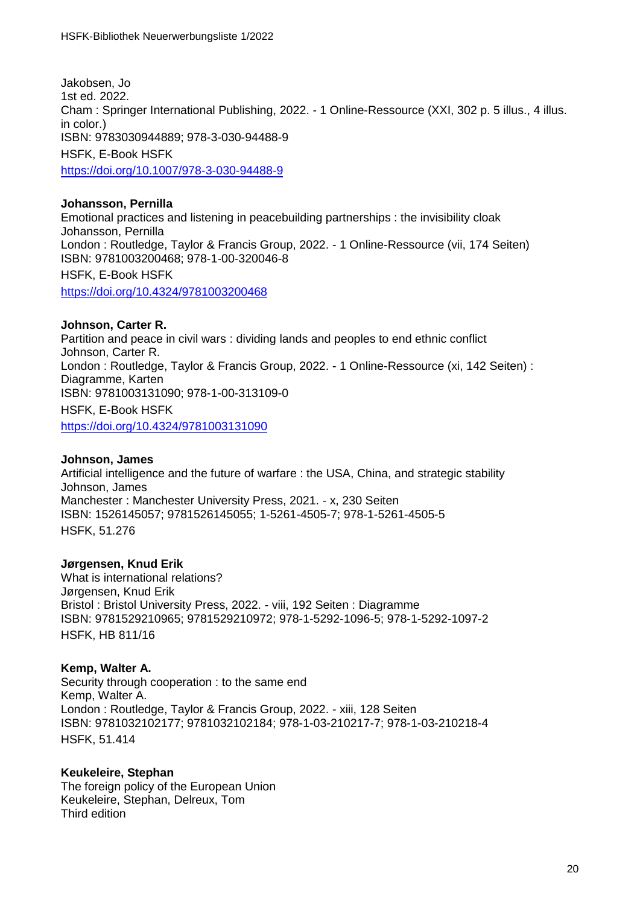Jakobsen, Jo
1st ed. 2022.
Cham : Springer International Publishing, 2022. - 1 Online-Ressource (XXI, 302 p. 5 illus., 4 illus. in color.)
ISBN: 9783030944889; 978-3-030-94488-9
HSFK, E-Book HSFK
https://doi.org/10.1007/978-3-030-94488-9

**Johansson, Pernilla**
Emotional practices and listening in peacebuilding partnerships : the invisibility cloak
Johansson, Pernilla
London : Routledge, Taylor & Francis Group, 2022. - 1 Online-Ressource (vii, 174 Seiten)
ISBN: 9781003200468; 978-1-00-320046-8
HSFK, E-Book HSFK
https://doi.org/10.4324/9781003200468

**Johnson, Carter R.**
Partition and peace in civil wars : dividing lands and peoples to end ethnic conflict
Johnson, Carter R.
London : Routledge, Taylor & Francis Group, 2022. - 1 Online-Ressource (xi, 142 Seiten) : Diagramme, Karten
ISBN: 9781003131090; 978-1-00-313109-0
HSFK, E-Book HSFK
https://doi.org/10.4324/9781003131090

**Johnson, James**
Artificial intelligence and the future of warfare : the USA, China, and strategic stability
Johnson, James
Manchester : Manchester University Press, 2021. - x, 230 Seiten
ISBN: 1526145057; 9781526145055; 1-5261-4505-7; 978-1-5261-4505-5
HSFK, 51.276

**Jørgensen, Knud Erik**
What is international relations?
Jørgensen, Knud Erik
Bristol : Bristol University Press, 2022. - viii, 192 Seiten : Diagramme
ISBN: 9781529210965; 9781529210972; 978-1-5292-1096-5; 978-1-5292-1097-2
HSFK, HB 811/16

**Kemp, Walter A.**
Security through cooperation : to the same end
Kemp, Walter A.
London : Routledge, Taylor & Francis Group, 2022. - xiii, 128 Seiten
ISBN: 9781032102177; 9781032102184; 978-1-03-210217-7; 978-1-03-210218-4
HSFK, 51.414

**Keukeleire, Stephan**
The foreign policy of the European Union
Keukeleire, Stephan, Delreux, Tom
Third edition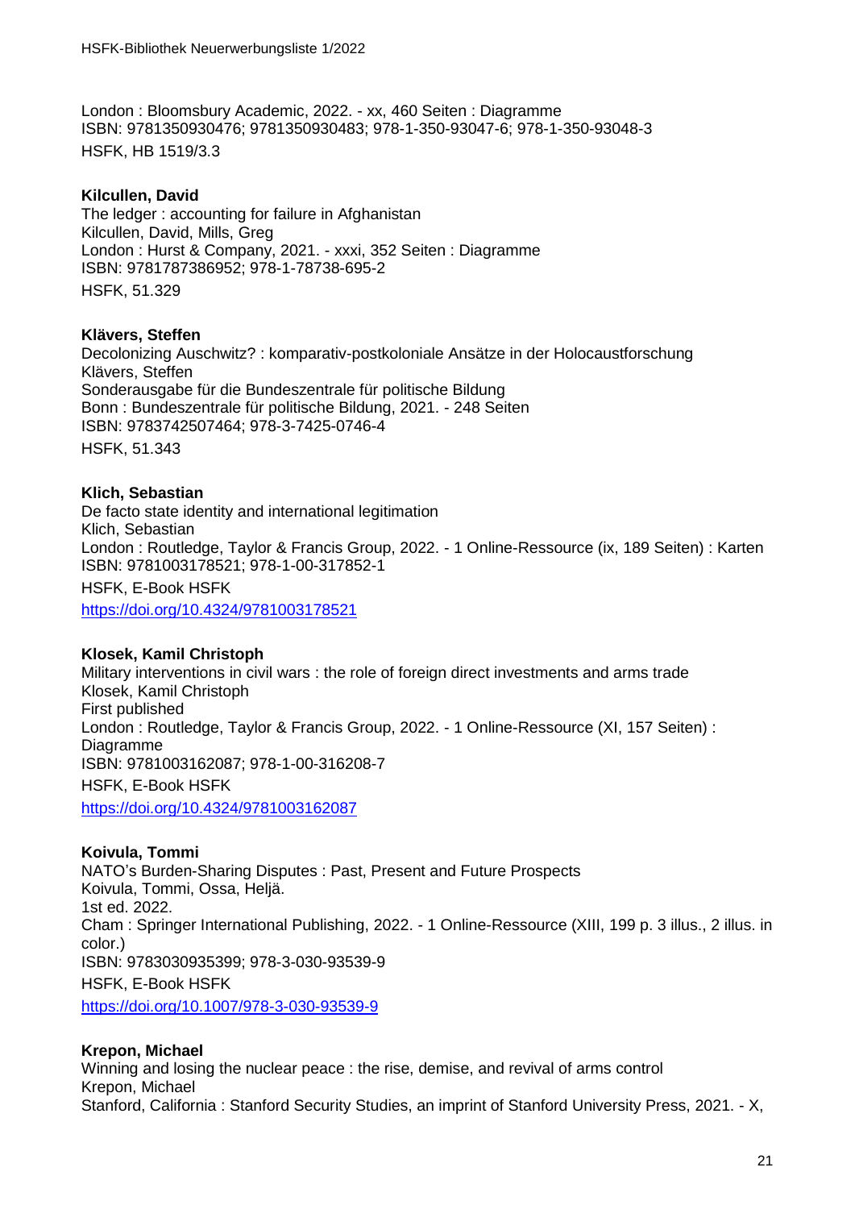London : Bloomsbury Academic, 2022. - xx, 460 Seiten : Diagramme
ISBN: 9781350930476; 9781350930483; 978-1-350-93047-6; 978-1-350-93048-3
HSFK, HB 1519/3.3

**Kilcullen, David**
The ledger : accounting for failure in Afghanistan
Kilcullen, David, Mills, Greg
London : Hurst & Company, 2021. - xxxi, 352 Seiten : Diagramme
ISBN: 9781787386952; 978-1-78738-695-2
HSFK, 51.329

**Klävers, Steffen**
Decolonizing Auschwitz? : komparativ-postkoloniale Ansätze in der Holocaustforschung
Klävers, Steffen
Sonderausgabe für die Bundeszentrale für politische Bildung
Bonn : Bundeszentrale für politische Bildung, 2021. - 248 Seiten
ISBN: 9783742507464; 978-3-7425-0746-4
HSFK, 51.343

**Klich, Sebastian**
De facto state identity and international legitimation
Klich, Sebastian
London : Routledge, Taylor & Francis Group, 2022. - 1 Online-Ressource (ix, 189 Seiten) : Karten
ISBN: 9781003178521; 978-1-00-317852-1
HSFK, E-Book HSFK
https://doi.org/10.4324/9781003178521

**Klosek, Kamil Christoph**
Military interventions in civil wars : the role of foreign direct investments and arms trade
Klosek, Kamil Christoph
First published
London : Routledge, Taylor & Francis Group, 2022. - 1 Online-Ressource (XI, 157 Seiten) : Diagramme
ISBN: 9781003162087; 978-1-00-316208-7
HSFK, E-Book HSFK
https://doi.org/10.4324/9781003162087

**Koivula, Tommi**
NATO's Burden-Sharing Disputes : Past, Present and Future Prospects
Koivula, Tommi, Ossa, Heljä.
1st ed. 2022.
Cham : Springer International Publishing, 2022. - 1 Online-Ressource (XIII, 199 p. 3 illus., 2 illus. in color.)
ISBN: 9783030935399; 978-3-030-93539-9
HSFK, E-Book HSFK
https://doi.org/10.1007/978-3-030-93539-9

**Krepon, Michael**
Winning and losing the nuclear peace : the rise, demise, and revival of arms control
Krepon, Michael
Stanford, California : Stanford Security Studies, an imprint of Stanford University Press, 2021. - X,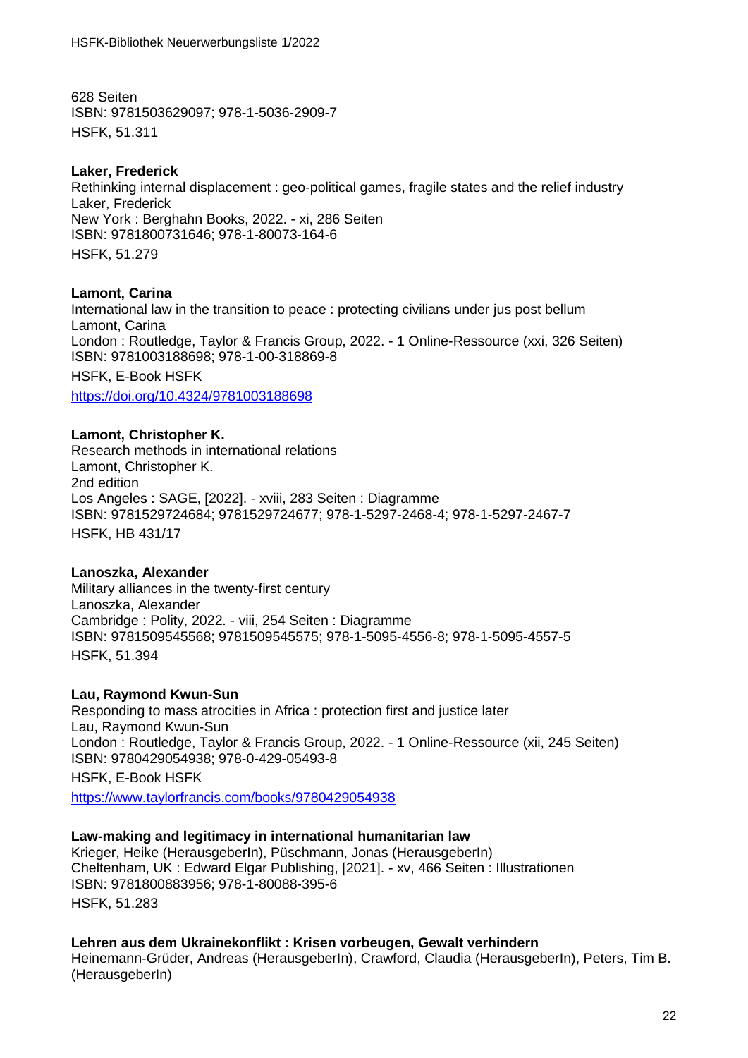628 Seiten
ISBN: 9781503629097; 978-1-5036-2909-7
HSFK, 51.311

**Laker, Frederick**
Rethinking internal displacement : geo-political games, fragile states and the relief industry
Laker, Frederick
New York : Berghahn Books, 2022. - xi, 286 Seiten
ISBN: 9781800731646; 978-1-80073-164-6
HSFK, 51.279

**Lamont, Carina**
International law in the transition to peace : protecting civilians under jus post bellum
Lamont, Carina
London : Routledge, Taylor & Francis Group, 2022. - 1 Online-Ressource (xxi, 326 Seiten)
ISBN: 9781003188698; 978-1-00-318869-8
HSFK, E-Book HSFK
https://doi.org/10.4324/9781003188698

**Lamont, Christopher K.**
Research methods in international relations
Lamont, Christopher K.
2nd edition
Los Angeles : SAGE, [2022]. - xviii, 283 Seiten : Diagramme
ISBN: 9781529724684; 9781529724677; 978-1-5297-2468-4; 978-1-5297-2467-7
HSFK, HB 431/17

**Lanoszka, Alexander**
Military alliances in the twenty-first century
Lanoszka, Alexander
Cambridge : Polity, 2022. - viii, 254 Seiten : Diagramme
ISBN: 9781509545568; 9781509545575; 978-1-5095-4556-8; 978-1-5095-4557-5
HSFK, 51.394

**Lau, Raymond Kwun-Sun**
Responding to mass atrocities in Africa : protection first and justice later
Lau, Raymond Kwun-Sun
London : Routledge, Taylor & Francis Group, 2022. - 1 Online-Ressource (xii, 245 Seiten)
ISBN: 9780429054938; 978-0-429-05493-8
HSFK, E-Book HSFK
https://www.taylorfrancis.com/books/9780429054938

**Law-making and legitimacy in international humanitarian law**
Krieger, Heike (HerausgeberIn), Püschmann, Jonas (HerausgeberIn)
Cheltenham, UK : Edward Elgar Publishing, [2021]. - xv, 466 Seiten : Illustrationen
ISBN: 9781800883956; 978-1-80088-395-6
HSFK, 51.283

**Lehren aus dem Ukrainekonflikt : Krisen vorbeugen, Gewalt verhindern**
Heinemann-Grüder, Andreas (HerausgeberIn), Crawford, Claudia (HerausgeberIn), Peters, Tim B. (HerausgeberIn)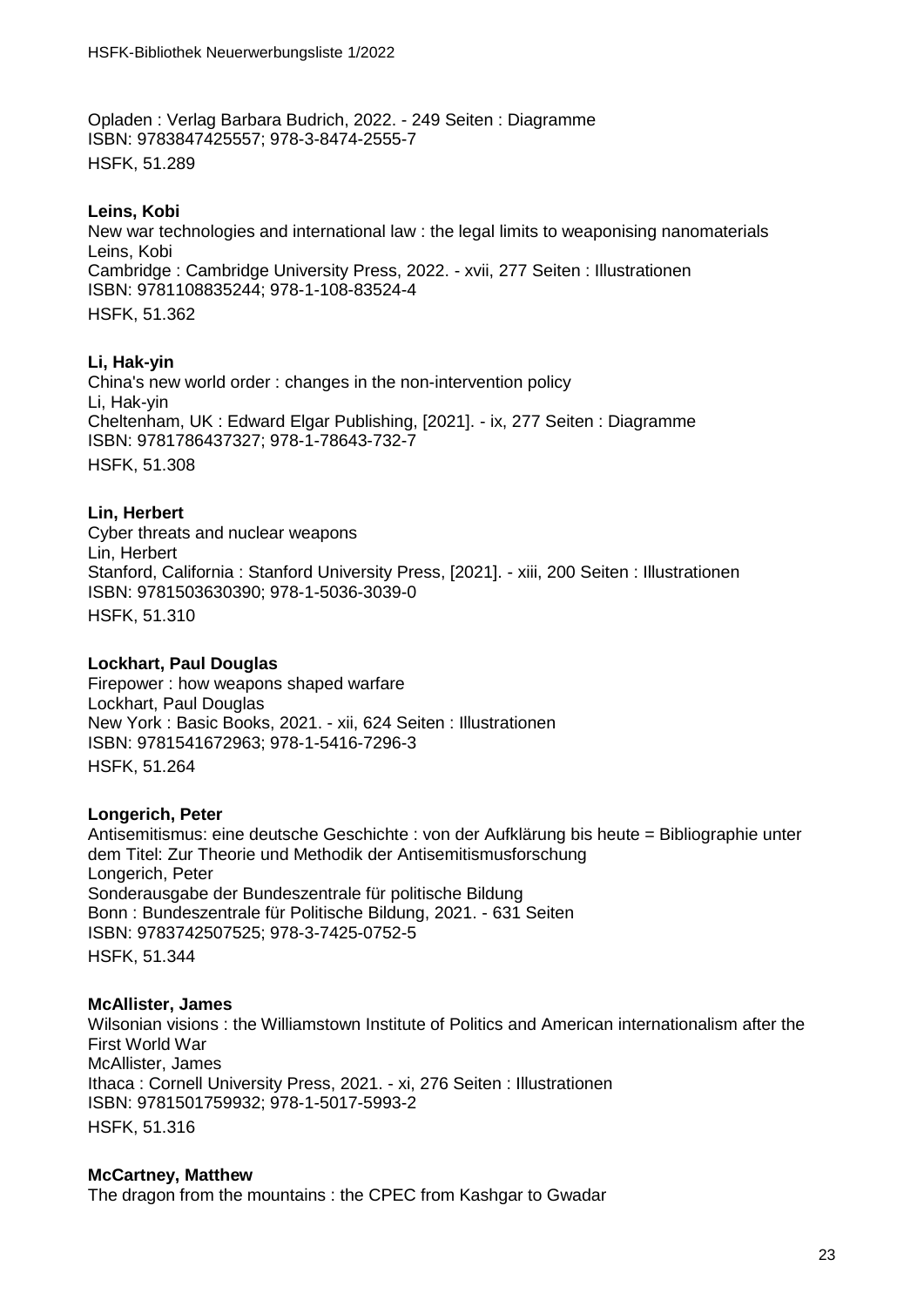Opladen : Verlag Barbara Budrich, 2022. - 249 Seiten : Diagramme
ISBN: 9783847425557; 978-3-8474-2555-7
HSFK, 51.289

**Leins, Kobi**
New war technologies and international law : the legal limits to weaponising nanomaterials
Leins, Kobi
Cambridge : Cambridge University Press, 2022. - xvii, 277 Seiten : Illustrationen
ISBN: 9781108835244; 978-1-108-83524-4
HSFK, 51.362

**Li, Hak-yin**
China's new world order : changes in the non-intervention policy
Li, Hak-yin
Cheltenham, UK : Edward Elgar Publishing, [2021]. - ix, 277 Seiten : Diagramme
ISBN: 9781786437327; 978-1-78643-732-7
HSFK, 51.308

**Lin, Herbert**
Cyber threats and nuclear weapons
Lin, Herbert
Stanford, California : Stanford University Press, [2021]. - xiii, 200 Seiten : Illustrationen
ISBN: 9781503630390; 978-1-5036-3039-0
HSFK, 51.310

**Lockhart, Paul Douglas**
Firepower : how weapons shaped warfare
Lockhart, Paul Douglas
New York : Basic Books, 2021. - xii, 624 Seiten : Illustrationen
ISBN: 9781541672963; 978-1-5416-7296-3
HSFK, 51.264

**Longerich, Peter**
Antisemitismus: eine deutsche Geschichte : von der Aufklärung bis heute = Bibliographie unter dem Titel: Zur Theorie und Methodik der Antisemitismusforschung
Longerich, Peter
Sonderausgabe der Bundeszentrale für politische Bildung
Bonn : Bundeszentrale für Politische Bildung, 2021. - 631 Seiten
ISBN: 9783742507525; 978-3-7425-0752-5
HSFK, 51.344

**McAllister, James**
Wilsonian visions : the Williamstown Institute of Politics and American internationalism after the First World War
McAllister, James
Ithaca : Cornell University Press, 2021. - xi, 276 Seiten : Illustrationen
ISBN: 9781501759932; 978-1-5017-5993-2
HSFK, 51.316

**McCartney, Matthew**
The dragon from the mountains : the CPEC from Kashgar to Gwadar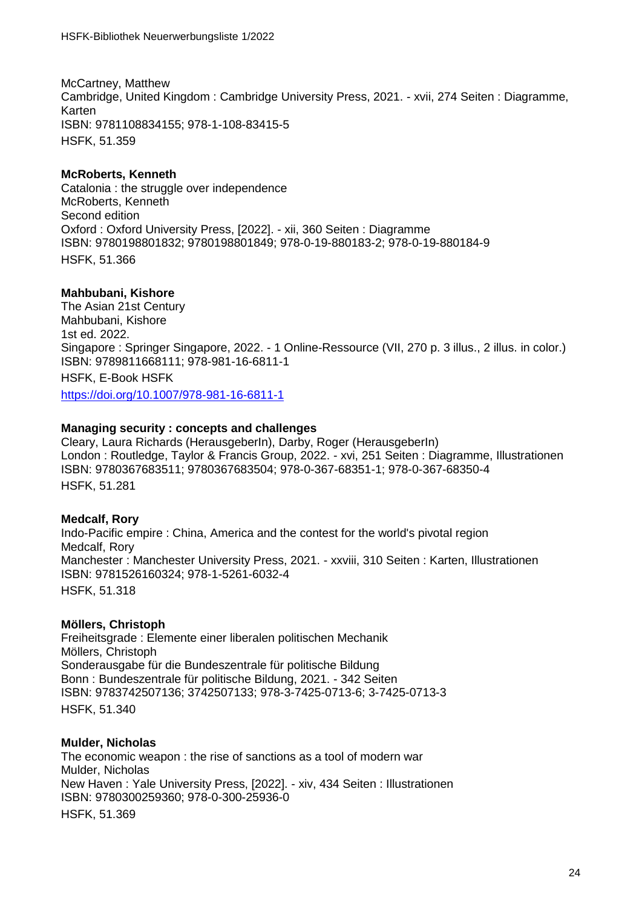McCartney, Matthew
Cambridge, United Kingdom : Cambridge University Press, 2021. - xvii, 274 Seiten : Diagramme, Karten
ISBN: 9781108834155; 978-1-108-83415-5
HSFK, 51.359

**McRoberts, Kenneth**
Catalonia : the struggle over independence
McRoberts, Kenneth
Second edition
Oxford : Oxford University Press, [2022]. - xii, 360 Seiten : Diagramme
ISBN: 9780198801832; 9780198801849; 978-0-19-880183-2; 978-0-19-880184-9
HSFK, 51.366

**Mahbubani, Kishore**
The Asian 21st Century
Mahbubani, Kishore
1st ed. 2022.
Singapore : Springer Singapore, 2022. - 1 Online-Ressource (VII, 270 p. 3 illus., 2 illus. in color.)
ISBN: 9789811668111; 978-981-16-6811-1
HSFK, E-Book HSFK
https://doi.org/10.1007/978-981-16-6811-1

**Managing security : concepts and challenges**
Cleary, Laura Richards (HerausgeberIn), Darby, Roger (HerausgeberIn)
London : Routledge, Taylor & Francis Group, 2022. - xvi, 251 Seiten : Diagramme, Illustrationen
ISBN: 9780367683511; 9780367683504; 978-0-367-68351-1; 978-0-367-68350-4
HSFK, 51.281

**Medcalf, Rory**
Indo-Pacific empire : China, America and the contest for the world's pivotal region
Medcalf, Rory
Manchester : Manchester University Press, 2021. - xxviii, 310 Seiten : Karten, Illustrationen
ISBN: 9781526160324; 978-1-5261-6032-4
HSFK, 51.318

**Möllers, Christoph**
Freiheitsgrade : Elemente einer liberalen politischen Mechanik
Möllers, Christoph
Sonderausgabe für die Bundeszentrale für politische Bildung
Bonn : Bundeszentrale für politische Bildung, 2021. - 342 Seiten
ISBN: 9783742507136; 3742507133; 978-3-7425-0713-6; 3-7425-0713-3
HSFK, 51.340

**Mulder, Nicholas**
The economic weapon : the rise of sanctions as a tool of modern war
Mulder, Nicholas
New Haven : Yale University Press, [2022]. - xiv, 434 Seiten : Illustrationen
ISBN: 9780300259360; 978-0-300-25936-0
HSFK, 51.369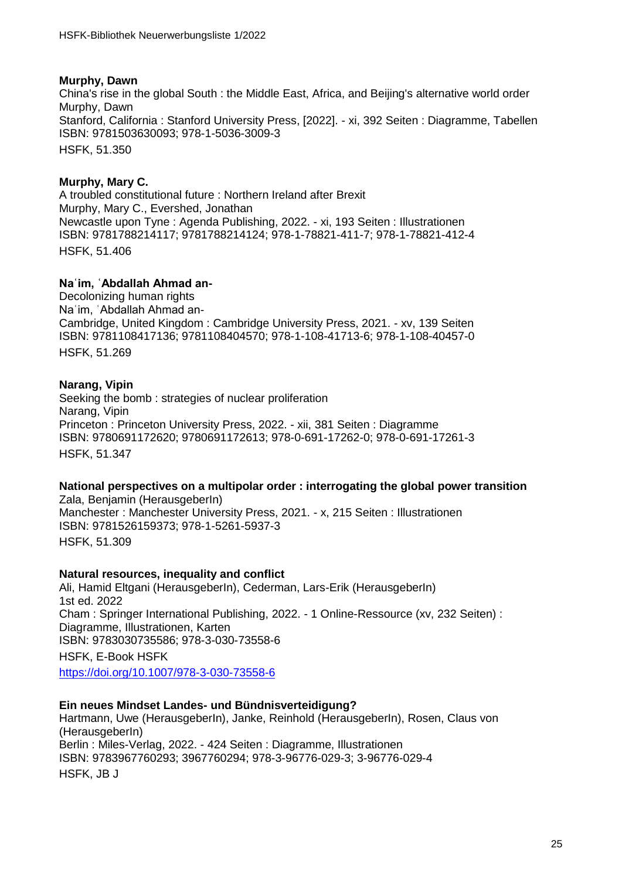**Murphy, Dawn**
China's rise in the global South : the Middle East, Africa, and Beijing's alternative world order
Murphy, Dawn
Stanford, California : Stanford University Press, [2022]. - xi, 392 Seiten : Diagramme, Tabellen
ISBN: 9781503630093; 978-1-5036-3009-3
HSFK, 51.350

**Murphy, Mary C.**
A troubled constitutional future : Northern Ireland after Brexit
Murphy, Mary C., Evershed, Jonathan
Newcastle upon Tyne : Agenda Publishing, 2022. - xi, 193 Seiten : Illustrationen
ISBN: 9781788214117; 9781788214124; 978-1-78821-411-7; 978-1-78821-412-4
HSFK, 51.406

**Naʿim, ʿAbdallah Ahmad an-**
Decolonizing human rights
Naʿim, ʿAbdallah Ahmad an-
Cambridge, United Kingdom : Cambridge University Press, 2021. - xv, 139 Seiten
ISBN: 9781108417136; 9781108404570; 978-1-108-41713-6; 978-1-108-40457-0
HSFK, 51.269

**Narang, Vipin**
Seeking the bomb : strategies of nuclear proliferation
Narang, Vipin
Princeton : Princeton University Press, 2022. - xii, 381 Seiten : Diagramme
ISBN: 9780691172620; 9780691172613; 978-0-691-17262-0; 978-0-691-17261-3
HSFK, 51.347

**National perspectives on a multipolar order : interrogating the global power transition**
Zala, Benjamin (HerausgeberIn)
Manchester : Manchester University Press, 2021. - x, 215 Seiten : Illustrationen
ISBN: 9781526159373; 978-1-5261-5937-3
HSFK, 51.309

**Natural resources, inequality and conflict**
Ali, Hamid Eltgani (HerausgeberIn), Cederman, Lars-Erik (HerausgeberIn)
1st ed. 2022
Cham : Springer International Publishing, 2022. - 1 Online-Ressource (xv, 232 Seiten) : Diagramme, Illustrationen, Karten
ISBN: 9783030735586; 978-3-030-73558-6
HSFK, E-Book HSFK
https://doi.org/10.1007/978-3-030-73558-6

**Ein neues Mindset Landes- und Bündnisverteidigung?**
Hartmann, Uwe (HerausgeberIn), Janke, Reinhold (HerausgeberIn), Rosen, Claus von (HerausgeberIn)
Berlin : Miles-Verlag, 2022. - 424 Seiten : Diagramme, Illustrationen
ISBN: 9783967760293; 3967760294; 978-3-96776-029-3; 3-96776-029-4
HSFK, JB J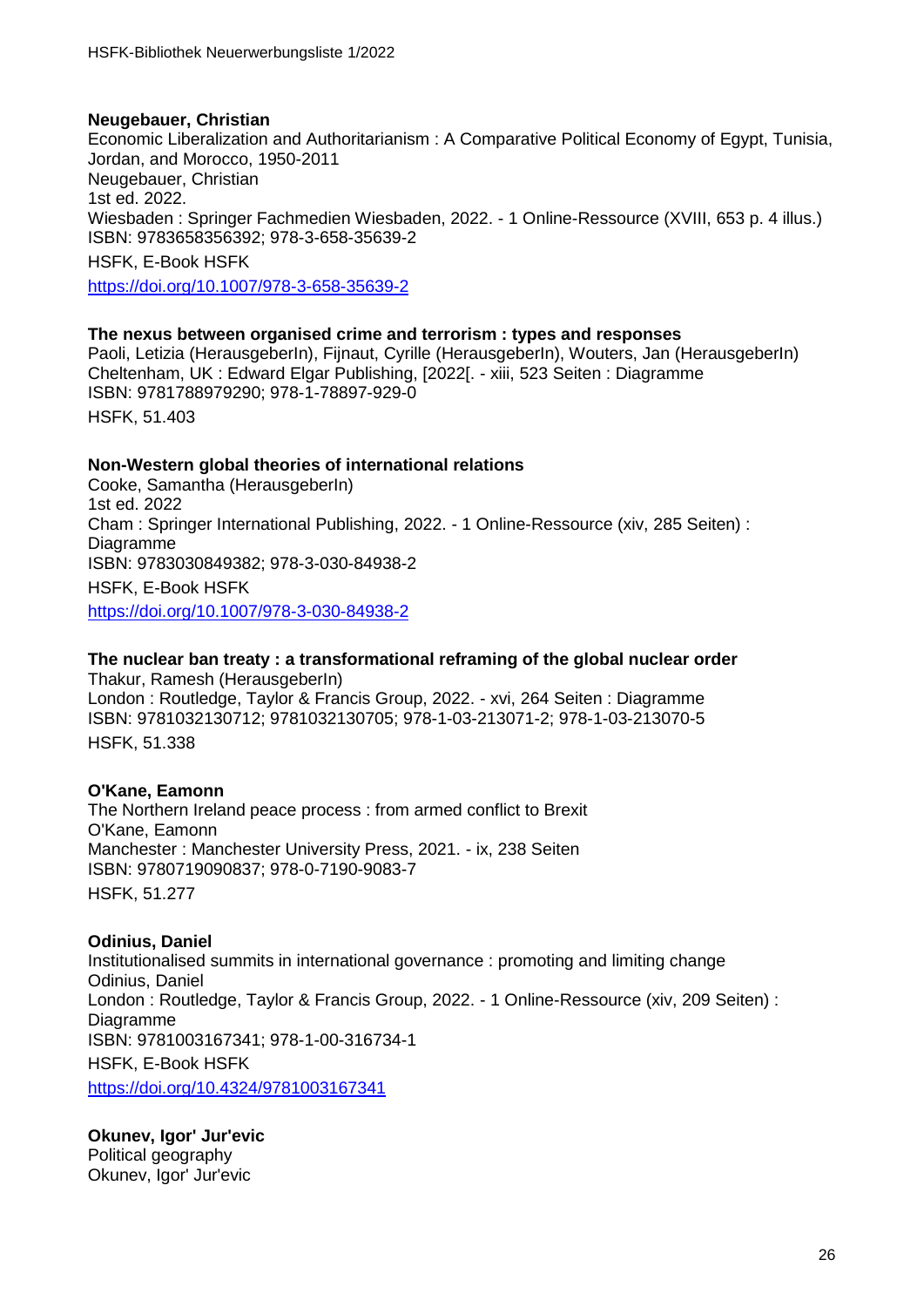**Neugebauer, Christian**
Economic Liberalization and Authoritarianism : A Comparative Political Economy of Egypt, Tunisia, Jordan, and Morocco, 1950-2011
Neugebauer, Christian
1st ed. 2022.
Wiesbaden : Springer Fachmedien Wiesbaden, 2022. - 1 Online-Ressource (XVIII, 653 p. 4 illus.)
ISBN: 9783658356392; 978-3-658-35639-2
HSFK, E-Book HSFK
https://doi.org/10.1007/978-3-658-35639-2

**The nexus between organised crime and terrorism : types and responses**
Paoli, Letizia (HerausgeberIn), Fijnaut, Cyrille (HerausgeberIn), Wouters, Jan (HerausgeberIn)
Cheltenham, UK : Edward Elgar Publishing, [2022[. - xiii, 523 Seiten : Diagramme
ISBN: 9781788979290; 978-1-78897-929-0
HSFK, 51.403

**Non-Western global theories of international relations**
Cooke, Samantha (HerausgeberIn)
1st ed. 2022
Cham : Springer International Publishing, 2022. - 1 Online-Ressource (xiv, 285 Seiten) : Diagramme
ISBN: 9783030849382; 978-3-030-84938-2
HSFK, E-Book HSFK
https://doi.org/10.1007/978-3-030-84938-2

**The nuclear ban treaty : a transformational reframing of the global nuclear order**
Thakur, Ramesh (HerausgeberIn)
London : Routledge, Taylor & Francis Group, 2022. - xvi, 264 Seiten : Diagramme
ISBN: 9781032130712; 9781032130705; 978-1-03-213071-2; 978-1-03-213070-5
HSFK, 51.338

**O'Kane, Eamonn**
The Northern Ireland peace process : from armed conflict to Brexit
O'Kane, Eamonn
Manchester : Manchester University Press, 2021. - ix, 238 Seiten
ISBN: 9780719090837; 978-0-7190-9083-7
HSFK, 51.277

**Odinius, Daniel**
Institutionalised summits in international governance : promoting and limiting change
Odinius, Daniel
London : Routledge, Taylor & Francis Group, 2022. - 1 Online-Ressource (xiv, 209 Seiten) : Diagramme
ISBN: 9781003167341; 978-1-00-316734-1
HSFK, E-Book HSFK
https://doi.org/10.4324/9781003167341

**Okunev, Igor' Jur'evic**
Political geography
Okunev, Igor' Jur'evic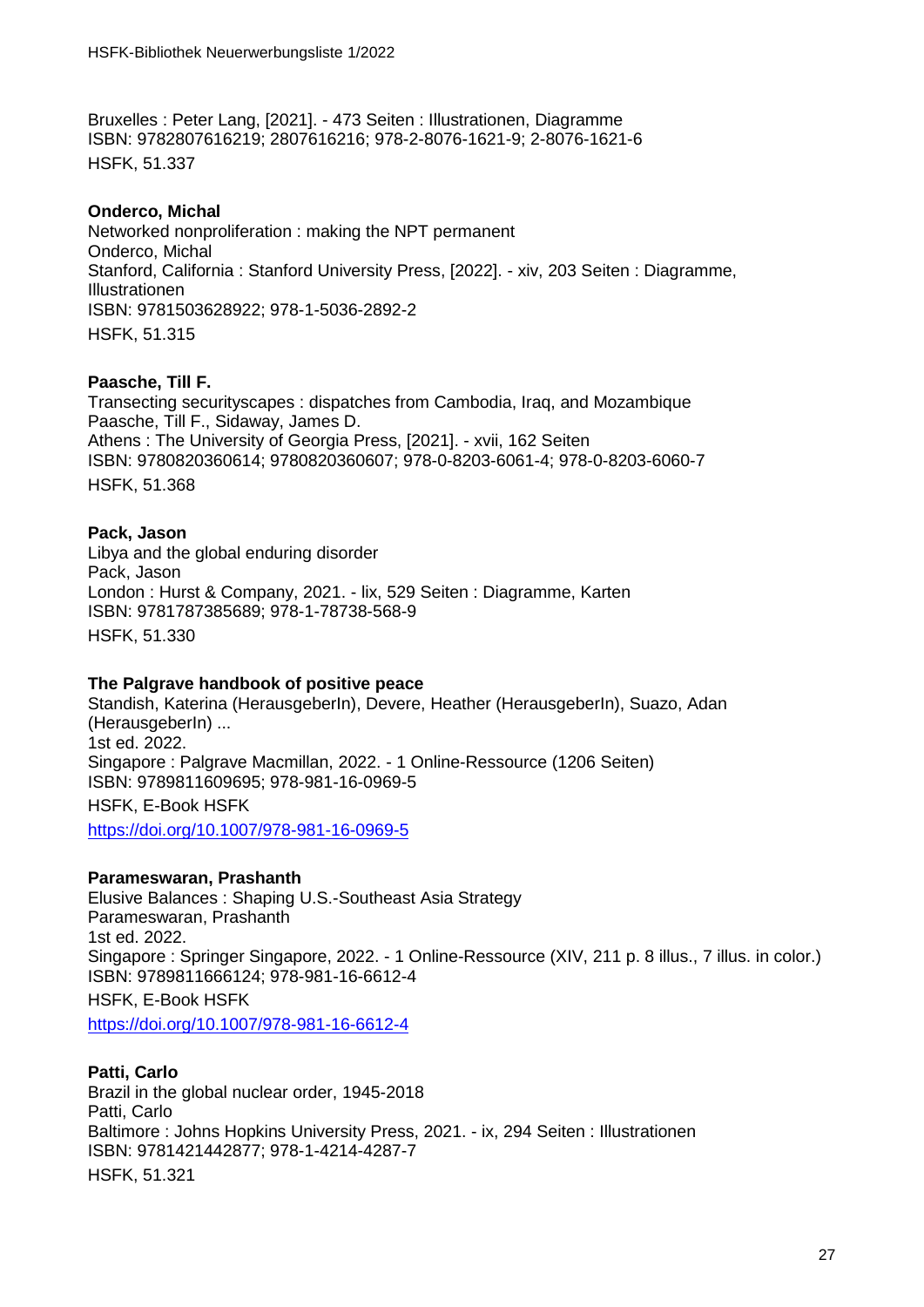Bruxelles : Peter Lang, [2021]. - 473 Seiten : Illustrationen, Diagramme
ISBN: 9782807616219; 2807616216; 978-2-8076-1621-9; 2-8076-1621-6
HSFK, 51.337

**Onderco, Michal**
Networked nonproliferation : making the NPT permanent
Onderco, Michal
Stanford, California : Stanford University Press, [2022]. - xiv, 203 Seiten : Diagramme, Illustrationen
ISBN: 9781503628922; 978-1-5036-2892-2
HSFK, 51.315

**Paasche, Till F.**
Transecting securityscapes : dispatches from Cambodia, Iraq, and Mozambique
Paasche, Till F., Sidaway, James D.
Athens : The University of Georgia Press, [2021]. - xvii, 162 Seiten
ISBN: 9780820360614; 9780820360607; 978-0-8203-6061-4; 978-0-8203-6060-7
HSFK, 51.368

**Pack, Jason**
Libya and the global enduring disorder
Pack, Jason
London : Hurst & Company, 2021. - lix, 529 Seiten : Diagramme, Karten
ISBN: 9781787385689; 978-1-78738-568-9
HSFK, 51.330

**The Palgrave handbook of positive peace**
Standish, Katerina (HerausgeberIn), Devere, Heather (HerausgeberIn), Suazo, Adan (HerausgeberIn) ...
1st ed. 2022.
Singapore : Palgrave Macmillan, 2022. - 1 Online-Ressource (1206 Seiten)
ISBN: 9789811609695; 978-981-16-0969-5
HSFK, E-Book HSFK
https://doi.org/10.1007/978-981-16-0969-5

**Parameswaran, Prashanth**
Elusive Balances : Shaping U.S.-Southeast Asia Strategy
Parameswaran, Prashanth
1st ed. 2022.
Singapore : Springer Singapore, 2022. - 1 Online-Ressource (XIV, 211 p. 8 illus., 7 illus. in color.)
ISBN: 9789811666124; 978-981-16-6612-4
HSFK, E-Book HSFK
https://doi.org/10.1007/978-981-16-6612-4

**Patti, Carlo**
Brazil in the global nuclear order, 1945-2018
Patti, Carlo
Baltimore : Johns Hopkins University Press, 2021. - ix, 294 Seiten : Illustrationen
ISBN: 9781421442877; 978-1-4214-4287-7
HSFK, 51.321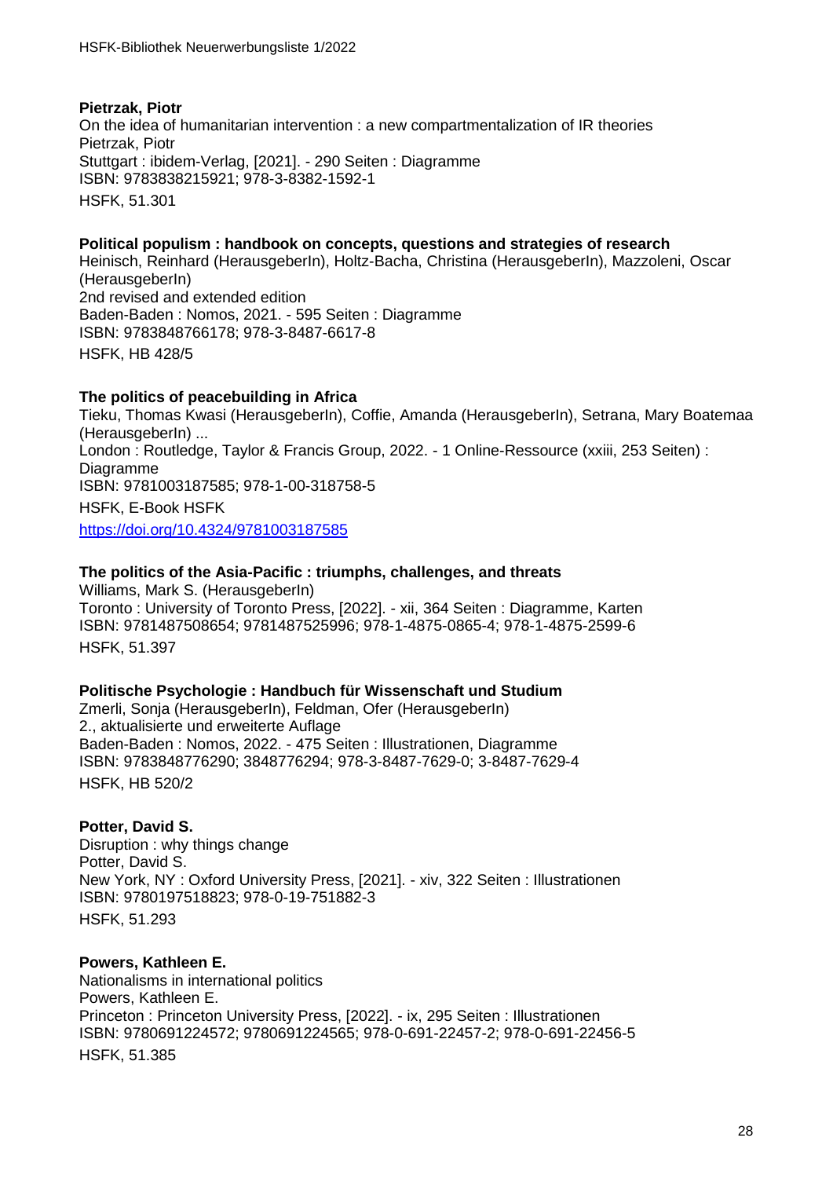**Pietrzak, Piotr**
On the idea of humanitarian intervention : a new compartmentalization of IR theories
Pietrzak, Piotr
Stuttgart : ibidem-Verlag, [2021]. - 290 Seiten : Diagramme
ISBN: 9783838215921; 978-3-8382-1592-1
HSFK, 51.301

**Political populism : handbook on concepts, questions and strategies of research**
Heinisch, Reinhard (HerausgeberIn), Holtz-Bacha, Christina (HerausgeberIn), Mazzoleni, Oscar (HerausgeberIn)
2nd revised and extended edition
Baden-Baden : Nomos, 2021. - 595 Seiten : Diagramme
ISBN: 9783848766178; 978-3-8487-6617-8
HSFK, HB 428/5

**The politics of peacebuilding in Africa**
Tieku, Thomas Kwasi (HerausgeberIn), Coffie, Amanda (HerausgeberIn), Setrana, Mary Boatemaa (HerausgeberIn) ...
London : Routledge, Taylor & Francis Group, 2022. - 1 Online-Ressource (xxiii, 253 Seiten) : Diagramme
ISBN: 9781003187585; 978-1-00-318758-5
HSFK, E-Book HSFK
https://doi.org/10.4324/9781003187585

**The politics of the Asia-Pacific : triumphs, challenges, and threats**
Williams, Mark S. (HerausgeberIn)
Toronto : University of Toronto Press, [2022]. - xii, 364 Seiten : Diagramme, Karten
ISBN: 9781487508654; 9781487525996; 978-1-4875-0865-4; 978-1-4875-2599-6
HSFK, 51.397

**Politische Psychologie : Handbuch für Wissenschaft und Studium**
Zmerli, Sonja (HerausgeberIn), Feldman, Ofer (HerausgeberIn)
2., aktualisierte und erweiterte Auflage
Baden-Baden : Nomos, 2022. - 475 Seiten : Illustrationen, Diagramme
ISBN: 9783848776290; 3848776294; 978-3-8487-7629-0; 3-8487-7629-4
HSFK, HB 520/2

**Potter, David S.**
Disruption : why things change
Potter, David S.
New York, NY : Oxford University Press, [2021]. - xiv, 322 Seiten : Illustrationen
ISBN: 9780197518823; 978-0-19-751882-3
HSFK, 51.293

**Powers, Kathleen E.**
Nationalisms in international politics
Powers, Kathleen E.
Princeton : Princeton University Press, [2022]. - ix, 295 Seiten : Illustrationen
ISBN: 9780691224572; 9780691224565; 978-0-691-22457-2; 978-0-691-22456-5
HSFK, 51.385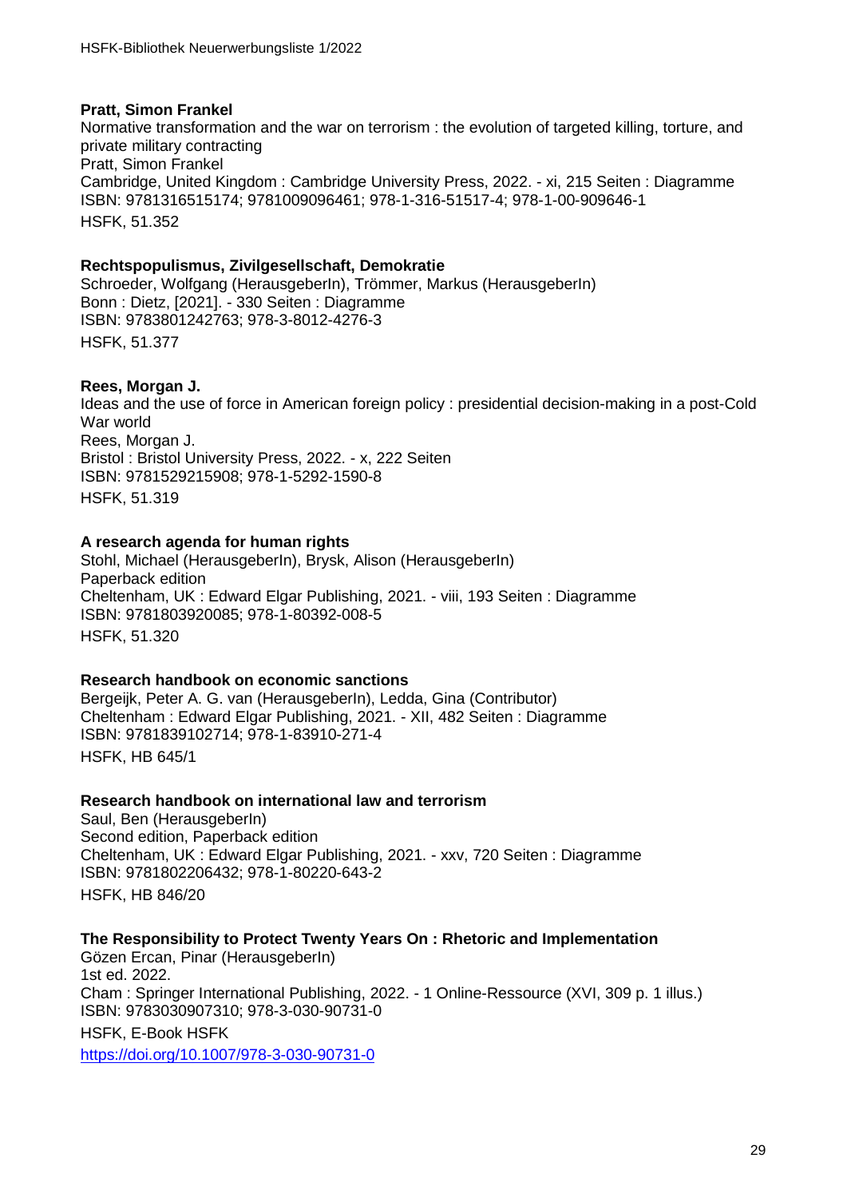**Pratt, Simon Frankel**
Normative transformation and the war on terrorism : the evolution of targeted killing, torture, and private military contracting
Pratt, Simon Frankel
Cambridge, United Kingdom : Cambridge University Press, 2022. - xi, 215 Seiten : Diagramme
ISBN: 9781316515174; 9781009096461; 978-1-316-51517-4; 978-1-00-909646-1
HSFK, 51.352

**Rechtspopulismus, Zivilgesellschaft, Demokratie**
Schroeder, Wolfgang (HerausgeberIn), Trömmer, Markus (HerausgeberIn)
Bonn : Dietz, [2021]. - 330 Seiten : Diagramme
ISBN: 9783801242763; 978-3-8012-4276-3
HSFK, 51.377

**Rees, Morgan J.**
Ideas and the use of force in American foreign policy : presidential decision-making in a post-Cold War world
Rees, Morgan J.
Bristol : Bristol University Press, 2022. - x, 222 Seiten
ISBN: 9781529215908; 978-1-5292-1590-8
HSFK, 51.319

**A research agenda for human rights**
Stohl, Michael (HerausgeberIn), Brysk, Alison (HerausgeberIn)
Paperback edition
Cheltenham, UK : Edward Elgar Publishing, 2021. - viii, 193 Seiten : Diagramme
ISBN: 9781803920085; 978-1-80392-008-5
HSFK, 51.320

**Research handbook on economic sanctions**
Bergeijk, Peter A. G. van (HerausgeberIn), Ledda, Gina (Contributor)
Cheltenham : Edward Elgar Publishing, 2021. - XII, 482 Seiten : Diagramme
ISBN: 9781839102714; 978-1-83910-271-4
HSFK, HB 645/1

**Research handbook on international law and terrorism**
Saul, Ben (HerausgeberIn)
Second edition, Paperback edition
Cheltenham, UK : Edward Elgar Publishing, 2021. - xxv, 720 Seiten : Diagramme
ISBN: 9781802206432; 978-1-80220-643-2
HSFK, HB 846/20

**The Responsibility to Protect Twenty Years On : Rhetoric and Implementation**
Gözen Ercan, Pinar (HerausgeberIn)
1st ed. 2022.
Cham : Springer International Publishing, 2022. - 1 Online-Ressource (XVI, 309 p. 1 illus.)
ISBN: 9783030907310; 978-3-030-90731-0
HSFK, E-Book HSFK
https://doi.org/10.1007/978-3-030-90731-0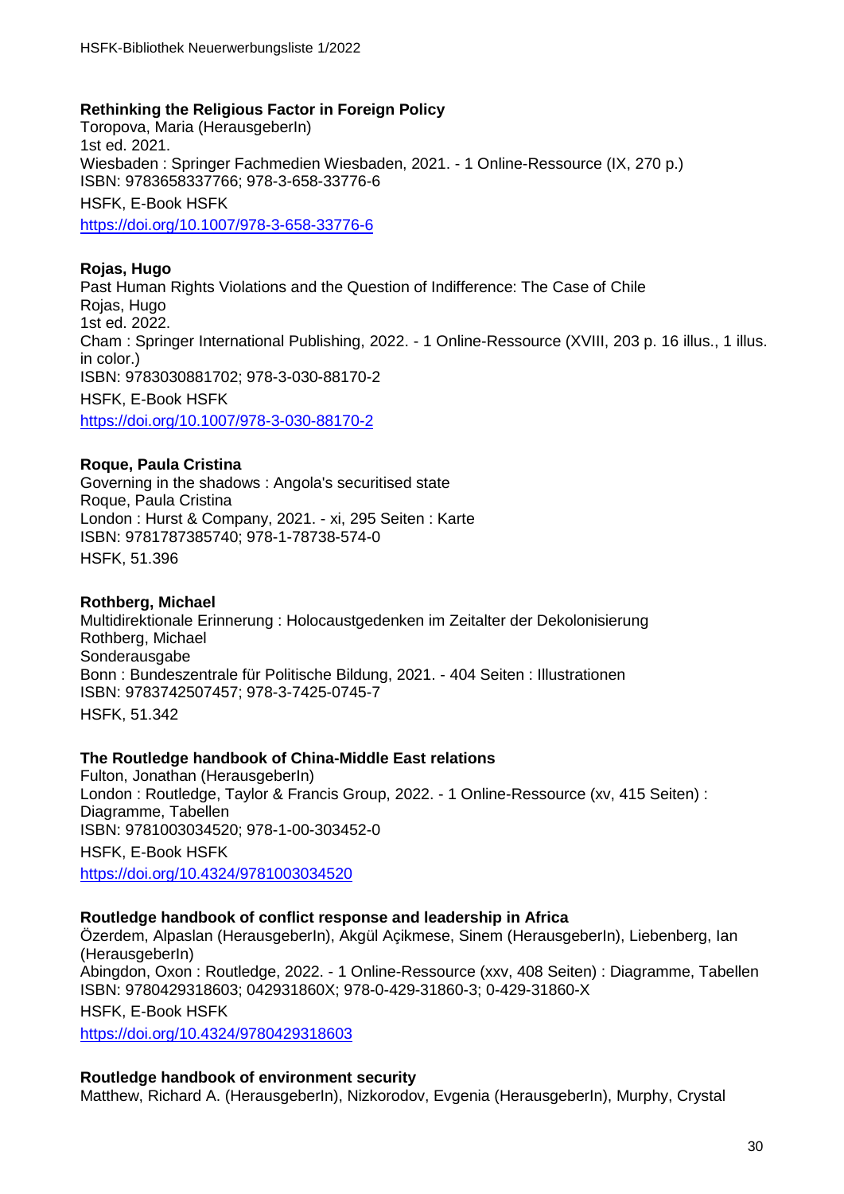**Rethinking the Religious Factor in Foreign Policy**
Toropova, Maria (HerausgeberIn)
1st ed. 2021.
Wiesbaden : Springer Fachmedien Wiesbaden, 2021. - 1 Online-Ressource (IX, 270 p.)
ISBN: 9783658337766; 978-3-658-33776-6
HSFK, E-Book HSFK
https://doi.org/10.1007/978-3-658-33776-6

**Rojas, Hugo**
Past Human Rights Violations and the Question of Indifference: The Case of Chile
Rojas, Hugo
1st ed. 2022.
Cham : Springer International Publishing, 2022. - 1 Online-Ressource (XVIII, 203 p. 16 illus., 1 illus. in color.)
ISBN: 9783030881702; 978-3-030-88170-2
HSFK, E-Book HSFK
https://doi.org/10.1007/978-3-030-88170-2

**Roque, Paula Cristina**
Governing in the shadows : Angola's securitised state
Roque, Paula Cristina
London : Hurst & Company, 2021. - xi, 295 Seiten : Karte
ISBN: 9781787385740; 978-1-78738-574-0
HSFK, 51.396

**Rothberg, Michael**
Multidirektionale Erinnerung : Holocaustgedenken im Zeitalter der Dekolonisierung
Rothberg, Michael
Sonderausgabe
Bonn : Bundeszentrale für Politische Bildung, 2021. - 404 Seiten : Illustrationen
ISBN: 9783742507457; 978-3-7425-0745-7
HSFK, 51.342

**The Routledge handbook of China-Middle East relations**
Fulton, Jonathan (HerausgeberIn)
London : Routledge, Taylor & Francis Group, 2022. - 1 Online-Ressource (xv, 415 Seiten) : Diagramme, Tabellen
ISBN: 9781003034520; 978-1-00-303452-0
HSFK, E-Book HSFK
https://doi.org/10.4324/9781003034520

**Routledge handbook of conflict response and leadership in Africa**
Özerdem, Alpaslan (HerausgeberIn), Akgül Açıkmese, Sinem (HerausgeberIn), Liebenberg, Ian (HerausgeberIn)
Abingdon, Oxon : Routledge, 2022. - 1 Online-Ressource (xxv, 408 Seiten) : Diagramme, Tabellen
ISBN: 9780429318603; 042931860X; 978-0-429-31860-3; 0-429-31860-X
HSFK, E-Book HSFK
https://doi.org/10.4324/9780429318603

**Routledge handbook of environment security**
Matthew, Richard A. (HerausgeberIn), Nizkorodov, Evgenia (HerausgeberIn), Murphy, Crystal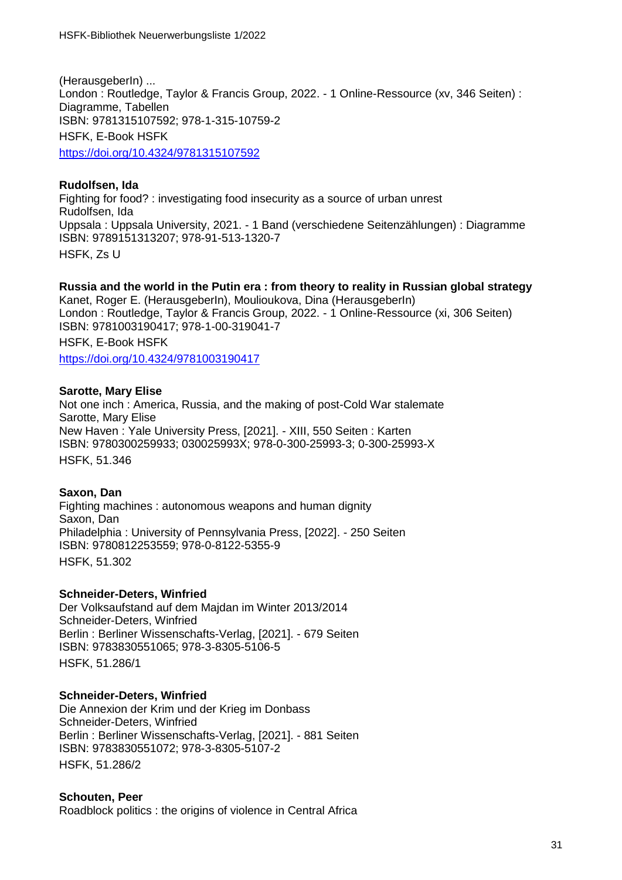(HerausgeberIn) ...
London : Routledge, Taylor & Francis Group, 2022. - 1 Online-Ressource (xv, 346 Seiten) : Diagramme, Tabellen
ISBN: 9781315107592; 978-1-315-10759-2
HSFK, E-Book HSFK
https://doi.org/10.4324/9781315107592

**Rudolfsen, Ida**
Fighting for food? : investigating food insecurity as a source of urban unrest
Rudolfsen, Ida
Uppsala : Uppsala University, 2021. - 1 Band (verschiedene Seitenzählungen) : Diagramme
ISBN: 9789151313207; 978-91-513-1320-7
HSFK, Zs U

**Russia and the world in the Putin era : from theory to reality in Russian global strategy**
Kanet, Roger E. (HerausgeberIn), Moulioukova, Dina (HerausgeberIn)
London : Routledge, Taylor & Francis Group, 2022. - 1 Online-Ressource (xi, 306 Seiten)
ISBN: 9781003190417; 978-1-00-319041-7
HSFK, E-Book HSFK
https://doi.org/10.4324/9781003190417

**Sarotte, Mary Elise**
Not one inch : America, Russia, and the making of post-Cold War stalemate
Sarotte, Mary Elise
New Haven : Yale University Press, [2021]. - XIII, 550 Seiten : Karten
ISBN: 9780300259933; 030025993X; 978-0-300-25993-3; 0-300-25993-X
HSFK, 51.346

**Saxon, Dan**
Fighting machines : autonomous weapons and human dignity
Saxon, Dan
Philadelphia : University of Pennsylvania Press, [2022]. - 250 Seiten
ISBN: 9780812253559; 978-0-8122-5355-9
HSFK, 51.302

**Schneider-Deters, Winfried**
Der Volksaufstand auf dem Majdan im Winter 2013/2014
Schneider-Deters, Winfried
Berlin : Berliner Wissenschafts-Verlag, [2021]. - 679 Seiten
ISBN: 9783830551065; 978-3-8305-5106-5
HSFK, 51.286/1

**Schneider-Deters, Winfried**
Die Annexion der Krim und der Krieg im Donbass
Schneider-Deters, Winfried
Berlin : Berliner Wissenschafts-Verlag, [2021]. - 881 Seiten
ISBN: 9783830551072; 978-3-8305-5107-2
HSFK, 51.286/2

**Schouten, Peer**
Roadblock politics : the origins of violence in Central Africa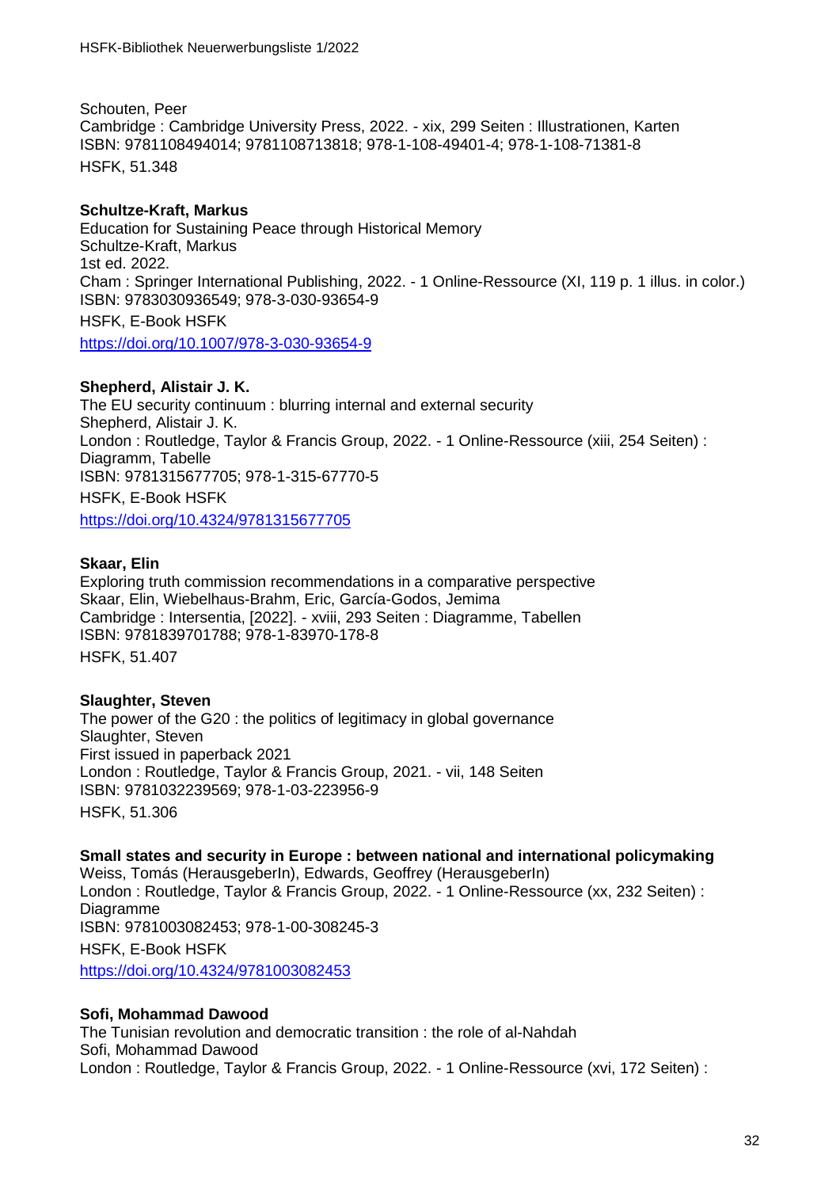Schouten, Peer
Cambridge : Cambridge University Press, 2022. - xix, 299 Seiten : Illustrationen, Karten
ISBN: 9781108494014; 9781108713818; 978-1-108-49401-4; 978-1-108-71381-8
HSFK, 51.348

**Schultze-Kraft, Markus**
Education for Sustaining Peace through Historical Memory
Schultze-Kraft, Markus
1st ed. 2022.
Cham : Springer International Publishing, 2022. - 1 Online-Ressource (XI, 119 p. 1 illus. in color.)
ISBN: 9783030936549; 978-3-030-93654-9
HSFK, E-Book HSFK
https://doi.org/10.1007/978-3-030-93654-9

**Shepherd, Alistair J. K.**
The EU security continuum : blurring internal and external security
Shepherd, Alistair J. K.
London : Routledge, Taylor & Francis Group, 2022. - 1 Online-Ressource (xiii, 254 Seiten) : Diagramm, Tabelle
ISBN: 9781315677705; 978-1-315-67770-5
HSFK, E-Book HSFK
https://doi.org/10.4324/9781315677705

**Skaar, Elin**
Exploring truth commission recommendations in a comparative perspective
Skaar, Elin, Wiebelhaus-Brahm, Eric, García-Godos, Jemima
Cambridge : Intersentia, [2022]. - xviii, 293 Seiten : Diagramme, Tabellen
ISBN: 9781839701788; 978-1-83970-178-8
HSFK, 51.407

**Slaughter, Steven**
The power of the G20 : the politics of legitimacy in global governance
Slaughter, Steven
First issued in paperback 2021
London : Routledge, Taylor & Francis Group, 2021. - vii, 148 Seiten
ISBN: 9781032239569; 978-1-03-223956-9
HSFK, 51.306

**Small states and security in Europe : between national and international policymaking**
Weiss, Tomás (HerausgeberIn), Edwards, Geoffrey (HerausgeberIn)
London : Routledge, Taylor & Francis Group, 2022. - 1 Online-Ressource (xx, 232 Seiten) : Diagramme
ISBN: 9781003082453; 978-1-00-308245-3
HSFK, E-Book HSFK
https://doi.org/10.4324/9781003082453

**Sofi, Mohammad Dawood**
The Tunisian revolution and democratic transition : the role of al-Nahdah
Sofi, Mohammad Dawood
London : Routledge, Taylor & Francis Group, 2022. - 1 Online-Ressource (xvi, 172 Seiten) :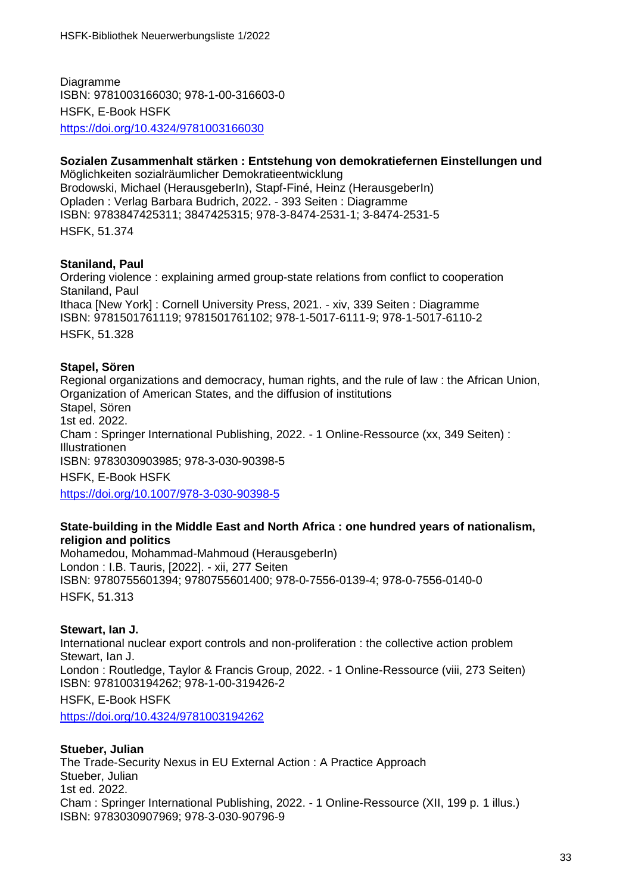Diagramme
ISBN: 9781003166030; 978-1-00-316603-0
HSFK, E-Book HSFK
https://doi.org/10.4324/9781003166030

**Sozialen Zusammenhalt stärken : Entstehung von demokratiefernen Einstellungen und**
Möglichkeiten sozialräumlicher Demokratieentwicklung
Brodowski, Michael (HerausgeberIn), Stapf-Finé, Heinz (HerausgeberIn)
Opladen : Verlag Barbara Budrich, 2022. - 393 Seiten : Diagramme
ISBN: 9783847425311; 3847425315; 978-3-8474-2531-1; 3-8474-2531-5
HSFK, 51.374

**Staniland, Paul**
Ordering violence : explaining armed group-state relations from conflict to cooperation
Staniland, Paul
Ithaca [New York] : Cornell University Press, 2021. - xiv, 339 Seiten : Diagramme
ISBN: 9781501761119; 9781501761102; 978-1-5017-6111-9; 978-1-5017-6110-2
HSFK, 51.328

**Stapel, Sören**
Regional organizations and democracy, human rights, and the rule of law : the African Union, Organization of American States, and the diffusion of institutions
Stapel, Sören
1st ed. 2022.
Cham : Springer International Publishing, 2022. - 1 Online-Ressource (xx, 349 Seiten) : Illustrationen
ISBN: 9783030903985; 978-3-030-90398-5
HSFK, E-Book HSFK
https://doi.org/10.1007/978-3-030-90398-5

**State-building in the Middle East and North Africa : one hundred years of nationalism, religion and politics**
Mohamedou, Mohammad-Mahmoud (HerausgeberIn)
London : I.B. Tauris, [2022]. - xii, 277 Seiten
ISBN: 9780755601394; 9780755601400; 978-0-7556-0139-4; 978-0-7556-0140-0
HSFK, 51.313

**Stewart, Ian J.**
International nuclear export controls and non-proliferation : the collective action problem
Stewart, Ian J.
London : Routledge, Taylor & Francis Group, 2022. - 1 Online-Ressource (viii, 273 Seiten)
ISBN: 9781003194262; 978-1-00-319426-2
HSFK, E-Book HSFK
https://doi.org/10.4324/9781003194262

**Stueber, Julian**
The Trade-Security Nexus in EU External Action : A Practice Approach
Stueber, Julian
1st ed. 2022.
Cham : Springer International Publishing, 2022. - 1 Online-Ressource (XII, 199 p. 1 illus.)
ISBN: 9783030907969; 978-3-030-90796-9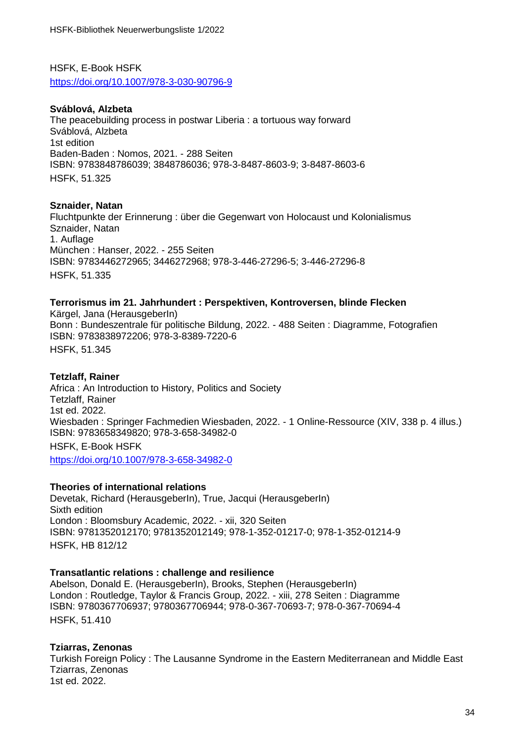HSFK, E-Book HSFK
https://doi.org/10.1007/978-3-030-90796-9

**Sváblová, Alzbeta**
The peacebuilding process in postwar Liberia : a tortuous way forward
Sváblová, Alzbeta
1st edition
Baden-Baden : Nomos, 2021. - 288 Seiten
ISBN: 9783848786039; 3848786036; 978-3-8487-8603-9; 3-8487-8603-6
HSFK, 51.325

**Sznaider, Natan**
Fluchtpunkte der Erinnerung : über die Gegenwart von Holocaust und Kolonialismus
Sznaider, Natan
1. Auflage
München : Hanser, 2022. - 255 Seiten
ISBN: 9783446272965; 3446272968; 978-3-446-27296-5; 3-446-27296-8
HSFK, 51.335

**Terrorismus im 21. Jahrhundert : Perspektiven, Kontroversen, blinde Flecken**
Kärgel, Jana (HerausgeberIn)
Bonn : Bundeszentrale für politische Bildung, 2022. - 488 Seiten : Diagramme, Fotografien
ISBN: 9783838972206; 978-3-8389-7220-6
HSFK, 51.345

**Tetzlaff, Rainer**
Africa : An Introduction to History, Politics and Society
Tetzlaff, Rainer
1st ed. 2022.
Wiesbaden : Springer Fachmedien Wiesbaden, 2022. - 1 Online-Ressource (XIV, 338 p. 4 illus.)
ISBN: 9783658349820; 978-3-658-34982-0
HSFK, E-Book HSFK
https://doi.org/10.1007/978-3-658-34982-0

**Theories of international relations**
Devetak, Richard (HerausgeberIn), True, Jacqui (HerausgeberIn)
Sixth edition
London : Bloomsbury Academic, 2022. - xii, 320 Seiten
ISBN: 9781352012170; 9781352012149; 978-1-352-01217-0; 978-1-352-01214-9
HSFK, HB 812/12

**Transatlantic relations : challenge and resilience**
Abelson, Donald E. (HerausgeberIn), Brooks, Stephen (HerausgeberIn)
London : Routledge, Taylor & Francis Group, 2022. - xiii, 278 Seiten : Diagramme
ISBN: 9780367706937; 9780367706944; 978-0-367-70693-7; 978-0-367-70694-4
HSFK, 51.410

**Tziarras, Zenonas**
Turkish Foreign Policy : The Lausanne Syndrome in the Eastern Mediterranean and Middle East
Tziarras, Zenonas
1st ed. 2022.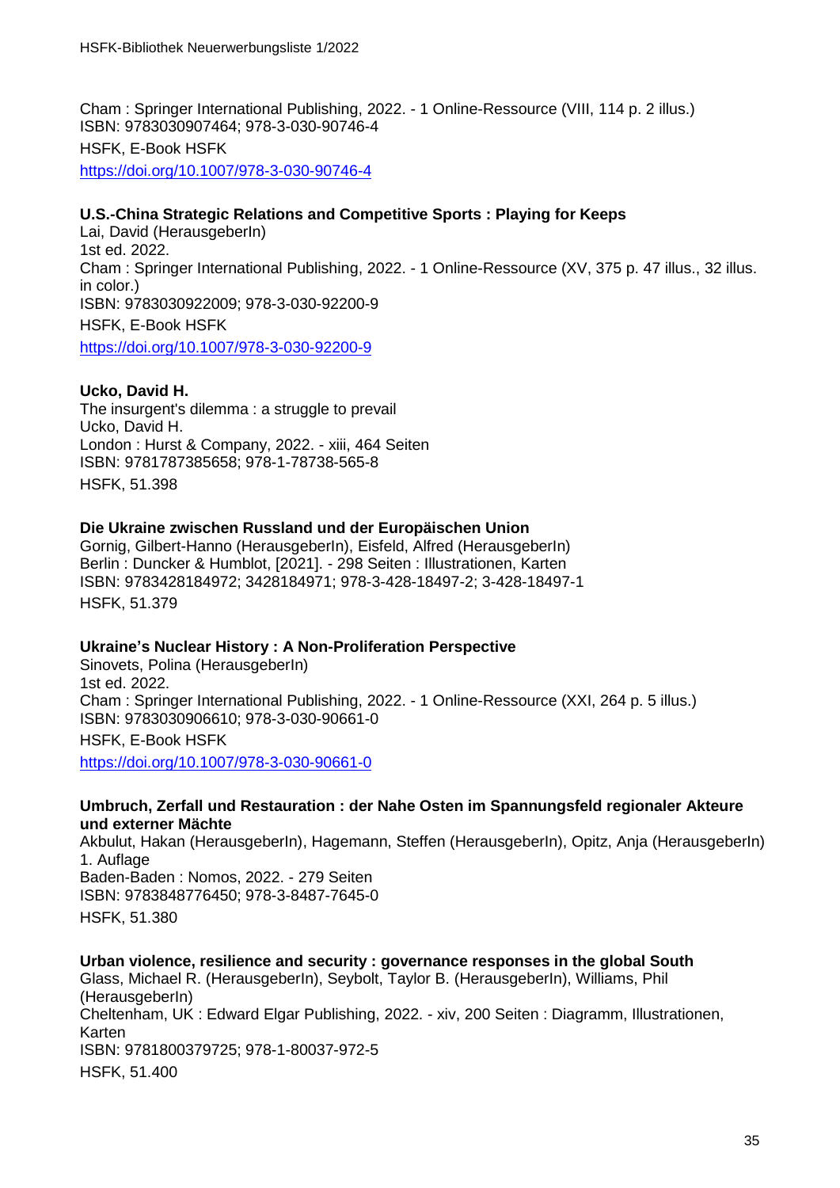Cham : Springer International Publishing, 2022. - 1 Online-Ressource (VIII, 114 p. 2 illus.)
ISBN: 9783030907464; 978-3-030-90746-4
HSFK, E-Book HSFK
https://doi.org/10.1007/978-3-030-90746-4

**U.S.-China Strategic Relations and Competitive Sports : Playing for Keeps**
Lai, David (HerausgeberIn)
1st ed. 2022.
Cham : Springer International Publishing, 2022. - 1 Online-Ressource (XV, 375 p. 47 illus., 32 illus. in color.)
ISBN: 9783030922009; 978-3-030-92200-9
HSFK, E-Book HSFK
https://doi.org/10.1007/978-3-030-92200-9

**Ucko, David H.**
The insurgent's dilemma : a struggle to prevail
Ucko, David H.
London : Hurst & Company, 2022. - xiii, 464 Seiten
ISBN: 9781787385658; 978-1-78738-565-8
HSFK, 51.398

**Die Ukraine zwischen Russland und der Europäischen Union**
Gornig, Gilbert-Hanno (HerausgeberIn), Eisfeld, Alfred (HerausgeberIn)
Berlin : Duncker & Humblot, [2021]. - 298 Seiten : Illustrationen, Karten
ISBN: 9783428184972; 3428184971; 978-3-428-18497-2; 3-428-18497-1
HSFK, 51.379

**Ukraine's Nuclear History : A Non-Proliferation Perspective**
Sinovets, Polina (HerausgeberIn)
1st ed. 2022.
Cham : Springer International Publishing, 2022. - 1 Online-Ressource (XXI, 264 p. 5 illus.)
ISBN: 9783030906610; 978-3-030-90661-0
HSFK, E-Book HSFK
https://doi.org/10.1007/978-3-030-90661-0

**Umbruch, Zerfall und Restauration : der Nahe Osten im Spannungsfeld regionaler Akteure und externer Mächte**
Akbulut, Hakan (HerausgeberIn), Hagemann, Steffen (HerausgeberIn), Opitz, Anja (HerausgeberIn)
1. Auflage
Baden-Baden : Nomos, 2022. - 279 Seiten
ISBN: 9783848776450; 978-3-8487-7645-0
HSFK, 51.380

**Urban violence, resilience and security : governance responses in the global South**
Glass, Michael R. (HerausgeberIn), Seybolt, Taylor B. (HerausgeberIn), Williams, Phil (HerausgeberIn)
Cheltenham, UK : Edward Elgar Publishing, 2022. - xiv, 200 Seiten : Diagramm, Illustrationen, Karten
ISBN: 9781800379725; 978-1-80037-972-5
HSFK, 51.400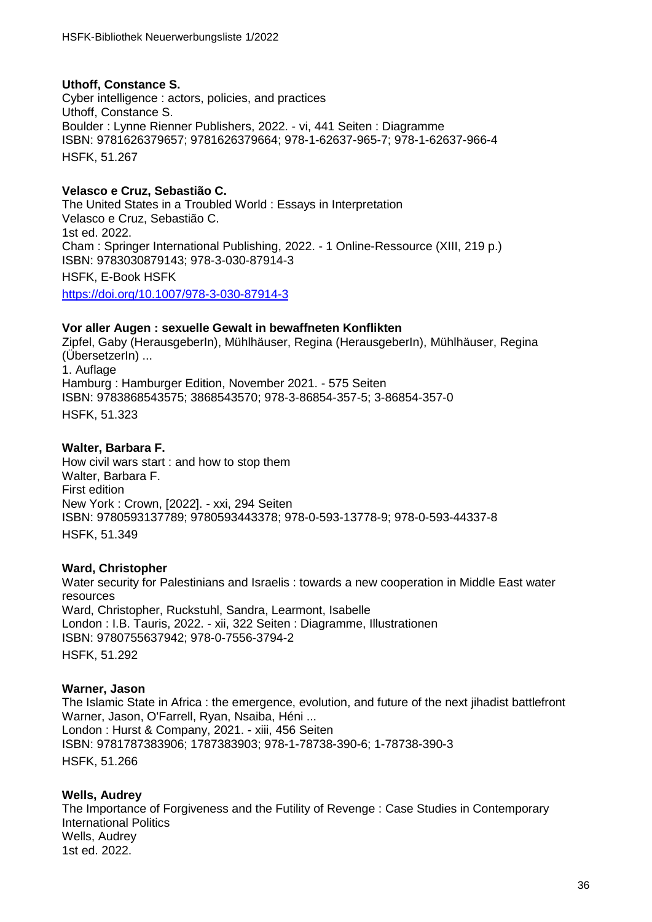**Uthoff, Constance S.**
Cyber intelligence : actors, policies, and practices
Uthoff, Constance S.
Boulder : Lynne Rienner Publishers, 2022. - vi, 441 Seiten : Diagramme
ISBN: 9781626379657; 9781626379664; 978-1-62637-965-7; 978-1-62637-966-4
HSFK, 51.267

**Velasco e Cruz, Sebastião C.**
The United States in a Troubled World : Essays in Interpretation
Velasco e Cruz, Sebastião C.
1st ed. 2022.
Cham : Springer International Publishing, 2022. - 1 Online-Ressource (XIII, 219 p.)
ISBN: 9783030879143; 978-3-030-87914-3
HSFK, E-Book HSFK
https://doi.org/10.1007/978-3-030-87914-3

**Vor aller Augen : sexuelle Gewalt in bewaffneten Konflikten**
Zipfel, Gaby (HerausgeberIn), Mühlhäuser, Regina (HerausgeberIn), Mühlhäuser, Regina (ÜbersetzerIn) ...
1. Auflage
Hamburg : Hamburger Edition, November 2021. - 575 Seiten
ISBN: 9783868543575; 3868543570; 978-3-86854-357-5; 3-86854-357-0
HSFK, 51.323

**Walter, Barbara F.**
How civil wars start : and how to stop them
Walter, Barbara F.
First edition
New York : Crown, [2022]. - xxi, 294 Seiten
ISBN: 9780593137789; 9780593443378; 978-0-593-13778-9; 978-0-593-44337-8
HSFK, 51.349

**Ward, Christopher**
Water security for Palestinians and Israelis : towards a new cooperation in Middle East water resources
Ward, Christopher, Ruckstuhl, Sandra, Learmont, Isabelle
London : I.B. Tauris, 2022. - xii, 322 Seiten : Diagramme, Illustrationen
ISBN: 9780755637942; 978-0-7556-3794-2
HSFK, 51.292

**Warner, Jason**
The Islamic State in Africa : the emergence, evolution, and future of the next jihadist battlefront
Warner, Jason, O'Farrell, Ryan, Nsaiba, Héni ...
London : Hurst & Company, 2021. - xiii, 456 Seiten
ISBN: 9781787383906; 1787383903; 978-1-78738-390-6; 1-78738-390-3
HSFK, 51.266

**Wells, Audrey**
The Importance of Forgiveness and the Futility of Revenge : Case Studies in Contemporary International Politics
Wells, Audrey
1st ed. 2022.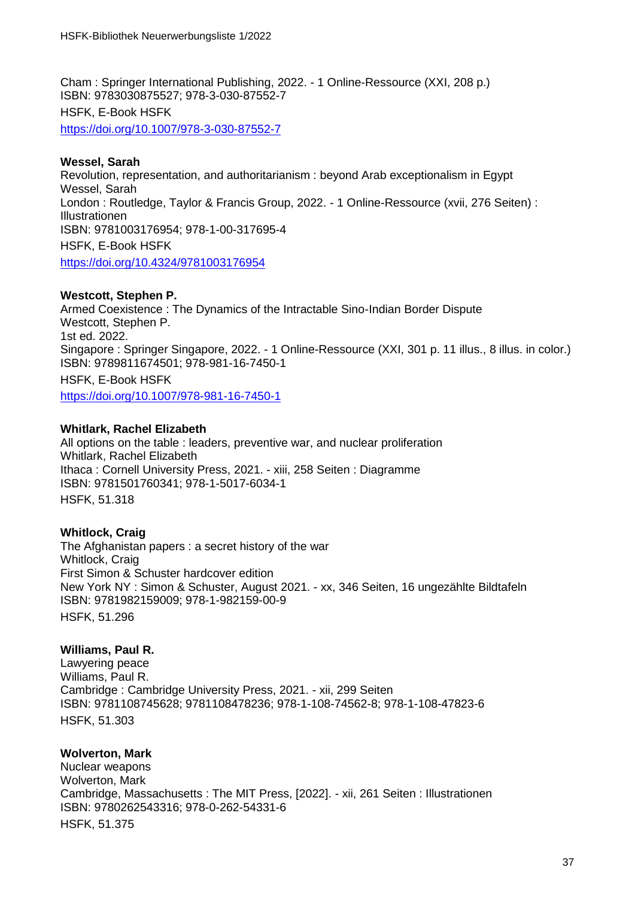Cham : Springer International Publishing, 2022. - 1 Online-Ressource (XXI, 208 p.)
ISBN: 9783030875527; 978-3-030-87552-7
HSFK, E-Book HSFK
https://doi.org/10.1007/978-3-030-87552-7

**Wessel, Sarah**
Revolution, representation, and authoritarianism : beyond Arab exceptionalism in Egypt
Wessel, Sarah
London : Routledge, Taylor & Francis Group, 2022. - 1 Online-Ressource (xvii, 276 Seiten) : Illustrationen
ISBN: 9781003176954; 978-1-00-317695-4
HSFK, E-Book HSFK
https://doi.org/10.4324/9781003176954

**Westcott, Stephen P.**
Armed Coexistence : The Dynamics of the Intractable Sino-Indian Border Dispute
Westcott, Stephen P.
1st ed. 2022.
Singapore : Springer Singapore, 2022. - 1 Online-Ressource (XXI, 301 p. 11 illus., 8 illus. in color.)
ISBN: 9789811674501; 978-981-16-7450-1
HSFK, E-Book HSFK
https://doi.org/10.1007/978-981-16-7450-1

**Whitlark, Rachel Elizabeth**
All options on the table : leaders, preventive war, and nuclear proliferation
Whitlark, Rachel Elizabeth
Ithaca : Cornell University Press, 2021. - xiii, 258 Seiten : Diagramme
ISBN: 9781501760341; 978-1-5017-6034-1
HSFK, 51.318

**Whitlock, Craig**
The Afghanistan papers : a secret history of the war
Whitlock, Craig
First Simon & Schuster hardcover edition
New York NY : Simon & Schuster, August 2021. - xx, 346 Seiten, 16 ungezählte Bildtafeln
ISBN: 9781982159009; 978-1-982159-00-9
HSFK, 51.296

**Williams, Paul R.**
Lawyering peace
Williams, Paul R.
Cambridge : Cambridge University Press, 2021. - xii, 299 Seiten
ISBN: 9781108745628; 9781108478236; 978-1-108-74562-8; 978-1-108-47823-6
HSFK, 51.303

**Wolverton, Mark**
Nuclear weapons
Wolverton, Mark
Cambridge, Massachusetts : The MIT Press, [2022]. - xii, 261 Seiten : Illustrationen
ISBN: 9780262543316; 978-0-262-54331-6
HSFK, 51.375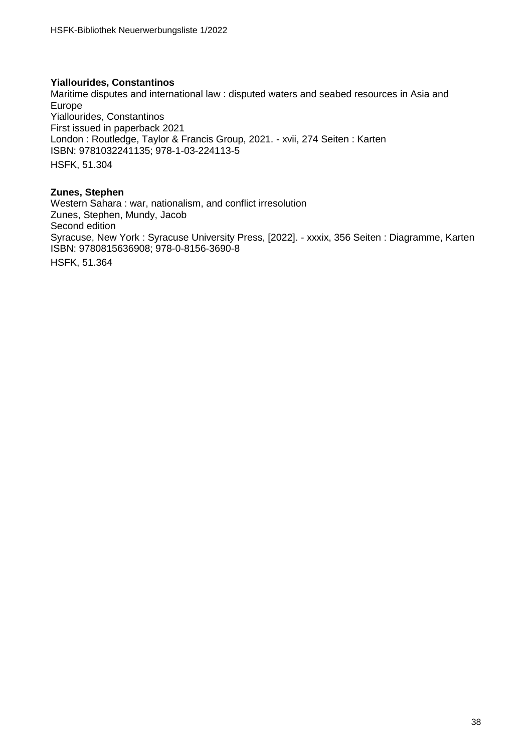**Yiallourides, Constantinos**
Maritime disputes and international law : disputed waters and seabed resources in Asia and Europe
Yiallourides, Constantinos
First issued in paperback 2021
London : Routledge, Taylor & Francis Group, 2021. - xvii, 274 Seiten : Karten
ISBN: 9781032241135; 978-1-03-224113-5
HSFK, 51.304

**Zunes, Stephen**
Western Sahara : war, nationalism, and conflict irresolution
Zunes, Stephen, Mundy, Jacob
Second edition
Syracuse, New York : Syracuse University Press, [2022]. - xxxix, 356 Seiten : Diagramme, Karten
ISBN: 9780815636908; 978-0-8156-3690-8
HSFK, 51.364